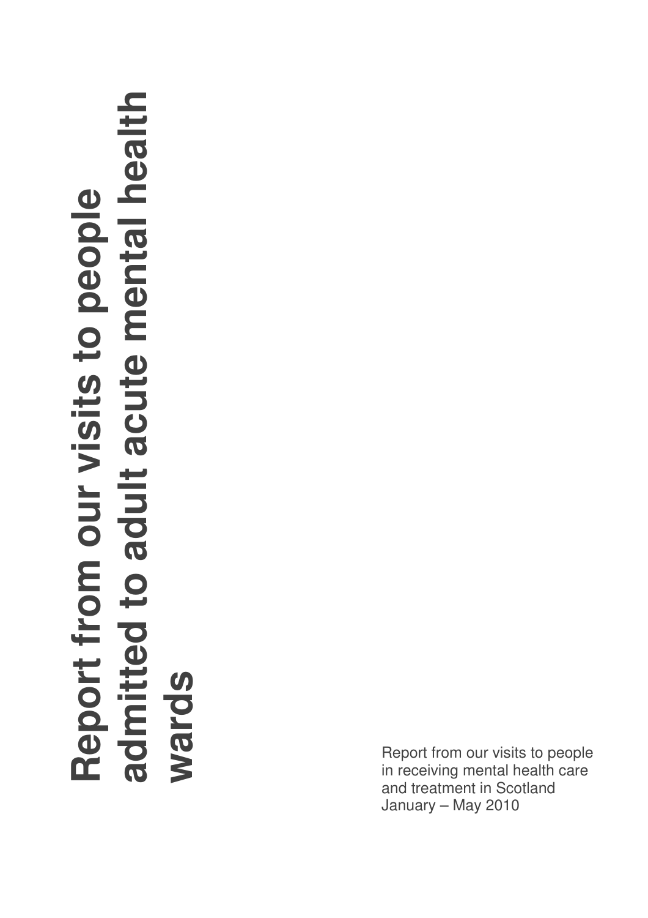# Report from our visits to people admitted to adult acute mental health wards

Report from our visits to people in receiving mental health care and treatment in Scotland January – May 2010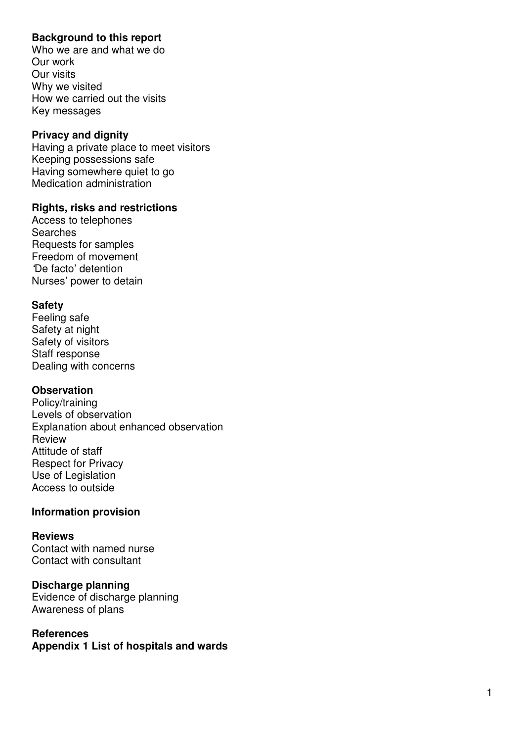**Background to this report**

Who we are and what we do
Our work
Our visits
Why we visited
How we carried out the visits
Key messages

**Privacy and dignity**

Having a private place to meet visitors
Keeping possessions safe
Having somewhere quiet to go
Medication administration

**Rights, risks and restrictions**

Access to telephones
Searches
Requests for samples
Freedom of movement
'De facto' detention
Nurses' power to detain

**Safety**

Feeling safe
Safety at night
Safety of visitors
Staff response
Dealing with concerns

**Observation**

Policy/training
Levels of observation
Explanation about enhanced observation
Review
Attitude of staff
Respect for Privacy
Use of Legislation
Access to outside

**Information provision**

**Reviews**

Contact with named nurse
Contact with consultant

**Discharge planning**

Evidence of discharge planning
Awareness of plans

**References**

**Appendix 1 List of hospitals and wards**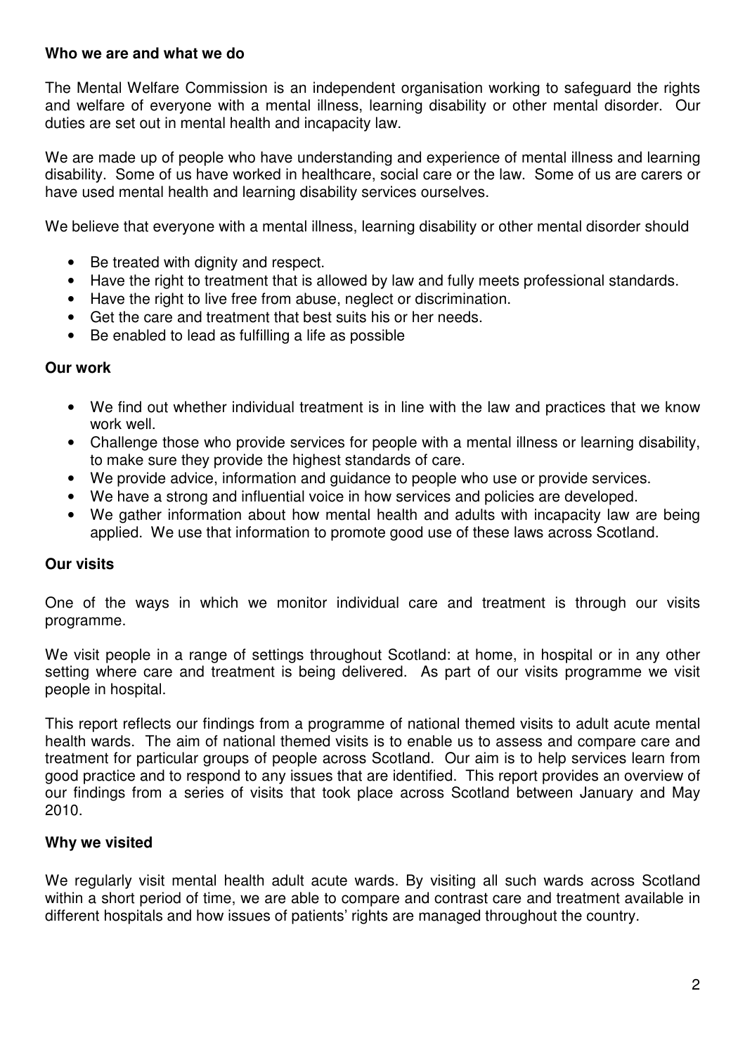## Who we are and what we do

The Mental Welfare Commission is an independent organisation working to safeguard the rights and welfare of everyone with a mental illness, learning disability or other mental disorder. Our duties are set out in mental health and incapacity law.

We are made up of people who have understanding and experience of mental illness and learning disability. Some of us have worked in healthcare, social care or the law. Some of us are carers or have used mental health and learning disability services ourselves.

We believe that everyone with a mental illness, learning disability or other mental disorder should

- Be treated with dignity and respect.
- Have the right to treatment that is allowed by law and fully meets professional standards.
- Have the right to live free from abuse, neglect or discrimination.
- Get the care and treatment that best suits his or her needs.
- Be enabled to lead as fulfilling a life as possible

## Our work

- We find out whether individual treatment is in line with the law and practices that we know work well.
- Challenge those who provide services for people with a mental illness or learning disability, to make sure they provide the highest standards of care.
- We provide advice, information and guidance to people who use or provide services.
- We have a strong and influential voice in how services and policies are developed.
- We gather information about how mental health and adults with incapacity law are being applied. We use that information to promote good use of these laws across Scotland.

## Our visits

One of the ways in which we monitor individual care and treatment is through our visits programme.

We visit people in a range of settings throughout Scotland: at home, in hospital or in any other setting where care and treatment is being delivered. As part of our visits programme we visit people in hospital.

This report reflects our findings from a programme of national themed visits to adult acute mental health wards. The aim of national themed visits is to enable us to assess and compare care and treatment for particular groups of people across Scotland. Our aim is to help services learn from good practice and to respond to any issues that are identified. This report provides an overview of our findings from a series of visits that took place across Scotland between January and May 2010.

## Why we visited

We regularly visit mental health adult acute wards. By visiting all such wards across Scotland within a short period of time, we are able to compare and contrast care and treatment available in different hospitals and how issues of patients' rights are managed throughout the country.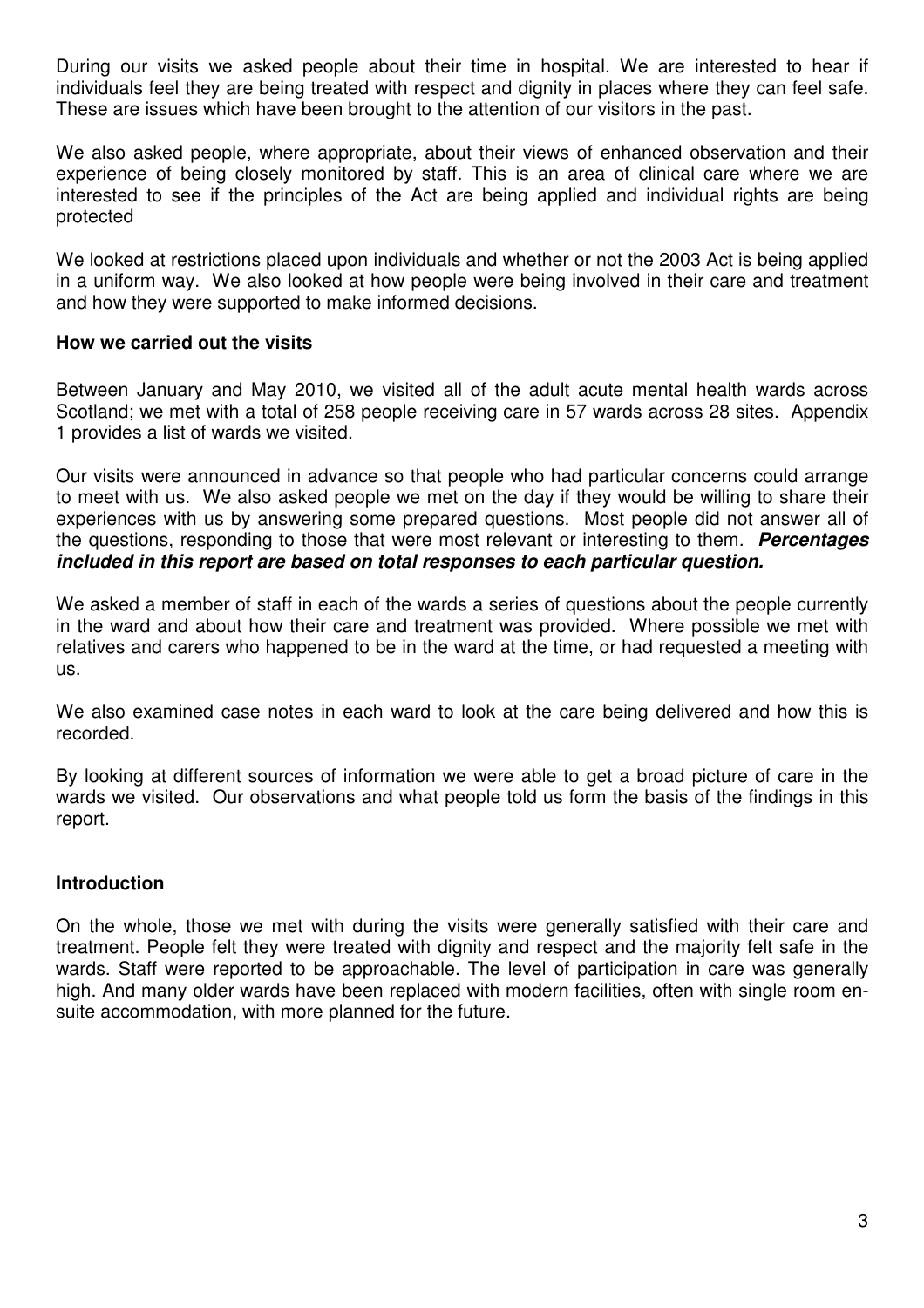During our visits we asked people about their time in hospital. We are interested to hear if individuals feel they are being treated with respect and dignity in places where they can feel safe. These are issues which have been brought to the attention of our visitors in the past.

We also asked people, where appropriate, about their views of enhanced observation and their experience of being closely monitored by staff. This is an area of clinical care where we are interested to see if the principles of the Act are being applied and individual rights are being protected

We looked at restrictions placed upon individuals and whether or not the 2003 Act is being applied in a uniform way. We also looked at how people were being involved in their care and treatment and how they were supported to make informed decisions.

**How we carried out the visits**

Between January and May 2010, we visited all of the adult acute mental health wards across Scotland; we met with a total of 258 people receiving care in 57 wards across 28 sites. Appendix 1 provides a list of wards we visited.

Our visits were announced in advance so that people who had particular concerns could arrange to meet with us. We also asked people we met on the day if they would be willing to share their experiences with us by answering some prepared questions. Most people did not answer all of the questions, responding to those that were most relevant or interesting to them. ***Percentages included in this report are based on total responses to each particular question.***

We asked a member of staff in each of the wards a series of questions about the people currently in the ward and about how their care and treatment was provided. Where possible we met with relatives and carers who happened to be in the ward at the time, or had requested a meeting with us.

We also examined case notes in each ward to look at the care being delivered and how this is recorded.

By looking at different sources of information we were able to get a broad picture of care in the wards we visited. Our observations and what people told us form the basis of the findings in this report.

**Introduction**

On the whole, those we met with during the visits were generally satisfied with their care and treatment. People felt they were treated with dignity and respect and the majority felt safe in the wards. Staff were reported to be approachable. The level of participation in care was generally high. And many older wards have been replaced with modern facilities, often with single room en-suite accommodation, with more planned for the future.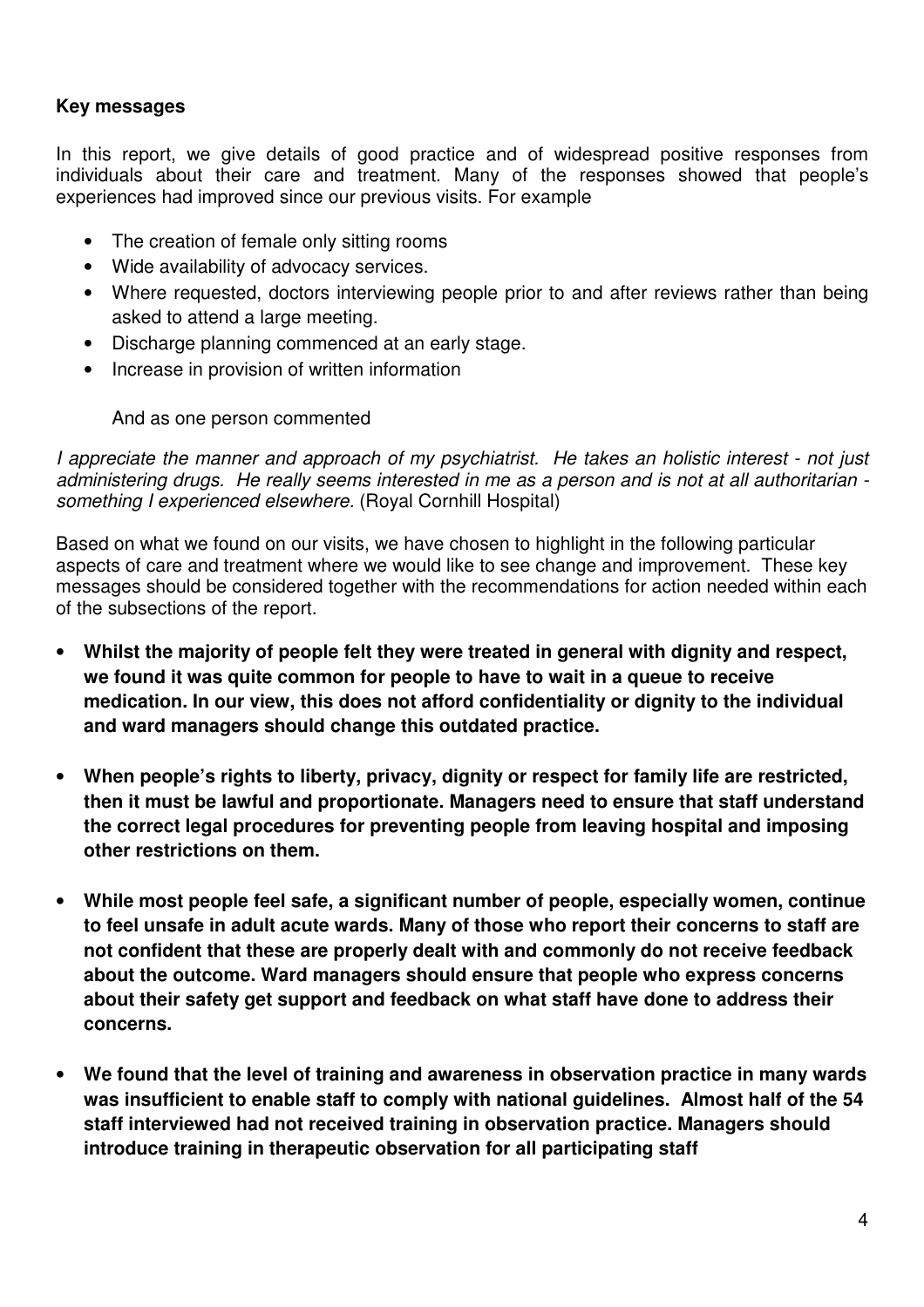**Key messages**

In this report, we give details of good practice and of widespread positive responses from individuals about their care and treatment. Many of the responses showed that people's experiences had improved since our previous visits. For example

- The creation of female only sitting rooms
- Wide availability of advocacy services.
- Where requested, doctors interviewing people prior to and after reviews rather than being asked to attend a large meeting.
- Discharge planning commenced at an early stage.
- Increase in provision of written information

And as one person commented

*I appreciate the manner and approach of my psychiatrist. He takes an holistic interest - not just administering drugs. He really seems interested in me as a person and is not at all authoritarian - something I experienced elsewhere.* (Royal Cornhill Hospital)

Based on what we found on our visits, we have chosen to highlight in the following particular aspects of care and treatment where we would like to see change and improvement. These key messages should be considered together with the recommendations for action needed within each of the subsections of the report.

- **Whilst the majority of people felt they were treated in general with dignity and respect, we found it was quite common for people to have to wait in a queue to receive medication. In our view, this does not afford confidentiality or dignity to the individual and ward managers should change this outdated practice.**

- **When people's rights to liberty, privacy, dignity or respect for family life are restricted, then it must be lawful and proportionate. Managers need to ensure that staff understand the correct legal procedures for preventing people from leaving hospital and imposing other restrictions on them.**

- **While most people feel safe, a significant number of people, especially women, continue to feel unsafe in adult acute wards. Many of those who report their concerns to staff are not confident that these are properly dealt with and commonly do not receive feedback about the outcome. Ward managers should ensure that people who express concerns about their safety get support and feedback on what staff have done to address their concerns.**

- **We found that the level of training and awareness in observation practice in many wards was insufficient to enable staff to comply with national guidelines. Almost half of the 54 staff interviewed had not received training in observation practice. Managers should introduce training in therapeutic observation for all participating staff**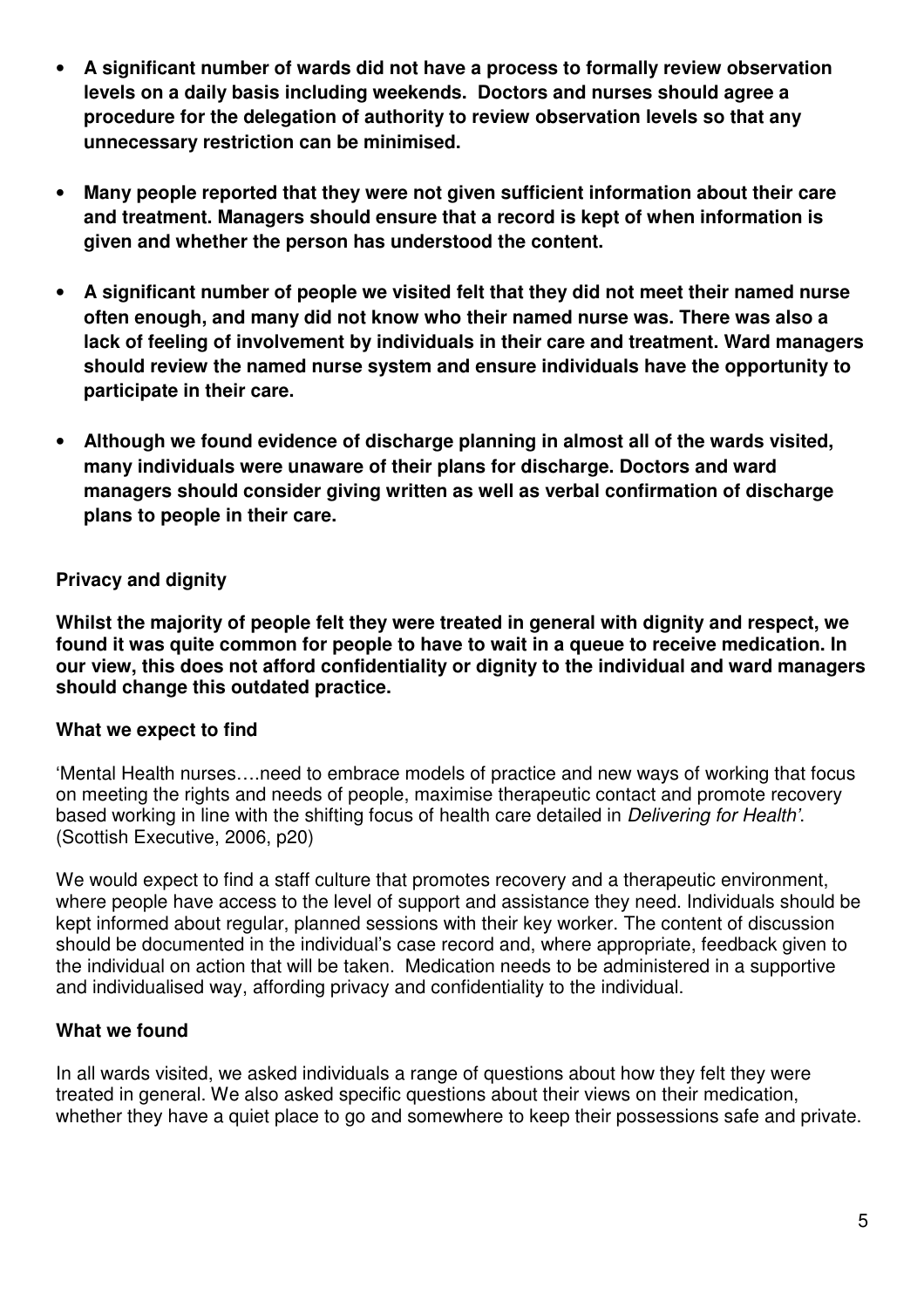- **A significant number of wards did not have a process to formally review observation levels on a daily basis including weekends. Doctors and nurses should agree a procedure for the delegation of authority to review observation levels so that any unnecessary restriction can be minimised.**

- **Many people reported that they were not given sufficient information about their care and treatment. Managers should ensure that a record is kept of when information is given and whether the person has understood the content.**

- **A significant number of people we visited felt that they did not meet their named nurse often enough, and many did not know who their named nurse was. There was also a lack of feeling of involvement by individuals in their care and treatment. Ward managers should review the named nurse system and ensure individuals have the opportunity to participate in their care.**

- **Although we found evidence of discharge planning in almost all of the wards visited, many individuals were unaware of their plans for discharge. Doctors and ward managers should consider giving written as well as verbal confirmation of discharge plans to people in their care.**

### Privacy and dignity

**Whilst the majority of people felt they were treated in general with dignity and respect, we found it was quite common for people to have to wait in a queue to receive medication. In our view, this does not afford confidentiality or dignity to the individual and ward managers should change this outdated practice.**

#### What we expect to find

'Mental Health nurses….need to embrace models of practice and new ways of working that focus on meeting the rights and needs of people, maximise therapeutic contact and promote recovery based working in line with the shifting focus of health care detailed in *Delivering for Health'*. (Scottish Executive, 2006, p20)

We would expect to find a staff culture that promotes recovery and a therapeutic environment, where people have access to the level of support and assistance they need. Individuals should be kept informed about regular, planned sessions with their key worker. The content of discussion should be documented in the individual's case record and, where appropriate, feedback given to the individual on action that will be taken. Medication needs to be administered in a supportive and individualised way, affording privacy and confidentiality to the individual.

#### What we found

In all wards visited, we asked individuals a range of questions about how they felt they were treated in general. We also asked specific questions about their views on their medication, whether they have a quiet place to go and somewhere to keep their possessions safe and private.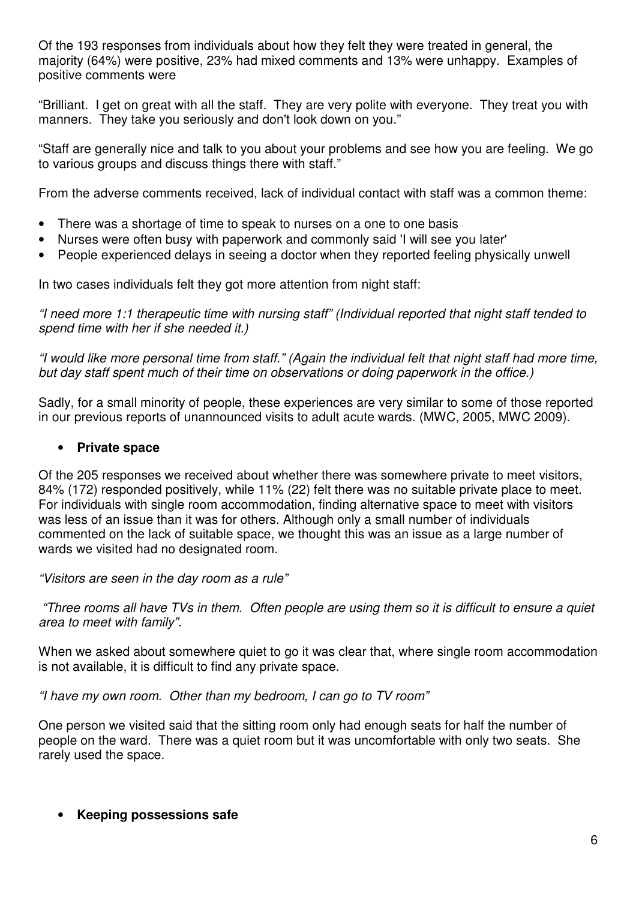Of the 193 responses from individuals about how they felt they were treated in general, the majority (64%) were positive, 23% had mixed comments and 13% were unhappy. Examples of positive comments were

"Brilliant. I get on great with all the staff. They are very polite with everyone. They treat you with manners. They take you seriously and don't look down on you."

"Staff are generally nice and talk to you about your problems and see how you are feeling. We go to various groups and discuss things there with staff."

From the adverse comments received, lack of individual contact with staff was a common theme:

- There was a shortage of time to speak to nurses on a one to one basis
- Nurses were often busy with paperwork and commonly said 'I will see you later'
- People experienced delays in seeing a doctor when they reported feeling physically unwell

In two cases individuals felt they got more attention from night staff:

*"I need more 1:1 therapeutic time with nursing staff" (Individual reported that night staff tended to spend time with her if she needed it.)*

*"I would like more personal time from staff." (Again the individual felt that night staff had more time, but day staff spent much of their time on observations or doing paperwork in the office.)*

Sadly, for a small minority of people, these experiences are very similar to some of those reported in our previous reports of unannounced visits to adult acute wards. (MWC, 2005, MWC 2009).

- **Private space**

Of the 205 responses we received about whether there was somewhere private to meet visitors, 84% (172) responded positively, while 11% (22) felt there was no suitable private place to meet. For individuals with single room accommodation, finding alternative space to meet with visitors was less of an issue than it was for others. Although only a small number of individuals commented on the lack of suitable space, we thought this was an issue as a large number of wards we visited had no designated room.

*"Visitors are seen in the day room as a rule"*

*"Three rooms all have TVs in them. Often people are using them so it is difficult to ensure a quiet area to meet with family".*

When we asked about somewhere quiet to go it was clear that, where single room accommodation is not available, it is difficult to find any private space.

*"I have my own room. Other than my bedroom, I can go to TV room"*

One person we visited said that the sitting room only had enough seats for half the number of people on the ward. There was a quiet room but it was uncomfortable with only two seats. She rarely used the space.

- **Keeping possessions safe**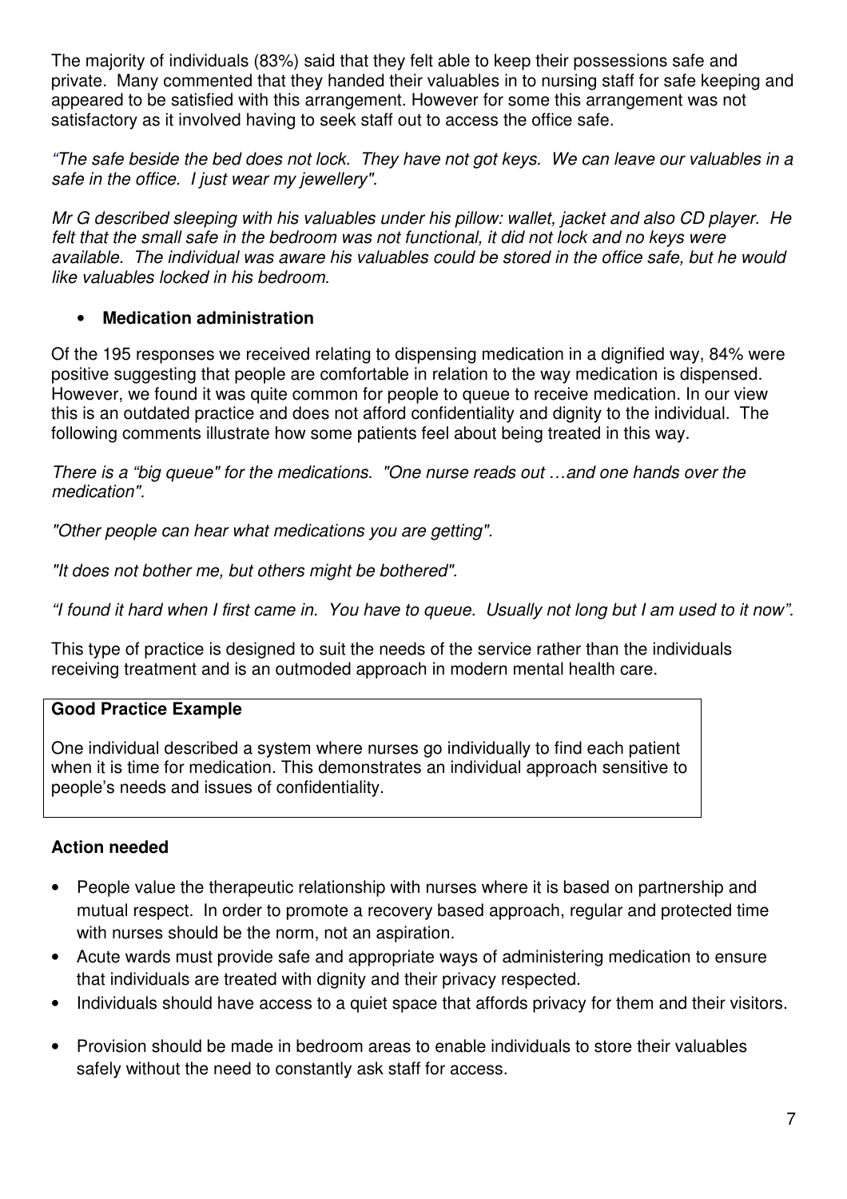The majority of individuals (83%) said that they felt able to keep their possessions safe and private. Many commented that they handed their valuables in to nursing staff for safe keeping and appeared to be satisfied with this arrangement. However for some this arrangement was not satisfactory as it involved having to seek staff out to access the office safe.

*"The safe beside the bed does not lock. They have not got keys. We can leave our valuables in a safe in the office. I just wear my jewellery".*

*Mr G described sleeping with his valuables under his pillow: wallet, jacket and also CD player. He felt that the small safe in the bedroom was not functional, it did not lock and no keys were available. The individual was aware his valuables could be stored in the office safe, but he would like valuables locked in his bedroom.*

- **Medication administration**

Of the 195 responses we received relating to dispensing medication in a dignified way, 84% were positive suggesting that people are comfortable in relation to the way medication is dispensed. However, we found it was quite common for people to queue to receive medication. In our view this is an outdated practice and does not afford confidentiality and dignity to the individual. The following comments illustrate how some patients feel about being treated in this way.

*There is a "big queue" for the medications. "One nurse reads out …and one hands over the medication".*

*"Other people can hear what medications you are getting".*

*"It does not bother me, but others might be bothered".*

*"I found it hard when I first came in. You have to queue. Usually not long but I am used to it now".*

This type of practice is designed to suit the needs of the service rather than the individuals receiving treatment and is an outmoded approach in modern mental health care.

**Good Practice Example**

One individual described a system where nurses go individually to find each patient when it is time for medication. This demonstrates an individual approach sensitive to people's needs and issues of confidentiality.

**Action needed**

- People value the therapeutic relationship with nurses where it is based on partnership and mutual respect. In order to promote a recovery based approach, regular and protected time with nurses should be the norm, not an aspiration.
- Acute wards must provide safe and appropriate ways of administering medication to ensure that individuals are treated with dignity and their privacy respected.
- Individuals should have access to a quiet space that affords privacy for them and their visitors.
- Provision should be made in bedroom areas to enable individuals to store their valuables safely without the need to constantly ask staff for access.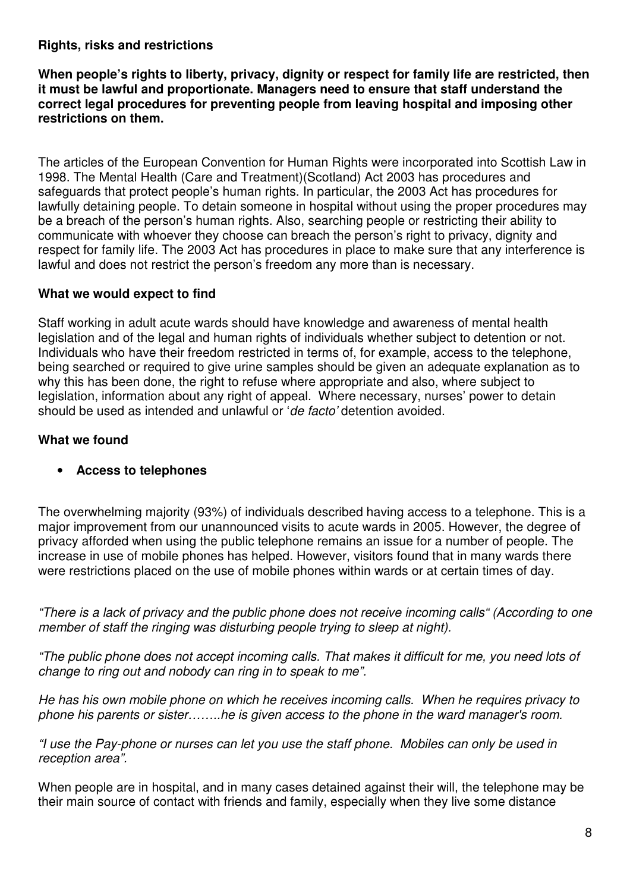**Rights, risks and restrictions**

**When people's rights to liberty, privacy, dignity or respect for family life are restricted, then it must be lawful and proportionate. Managers need to ensure that staff understand the correct legal procedures for preventing people from leaving hospital and imposing other restrictions on them.**

The articles of the European Convention for Human Rights were incorporated into Scottish Law in 1998. The Mental Health (Care and Treatment)(Scotland) Act 2003 has procedures and safeguards that protect people's human rights. In particular, the 2003 Act has procedures for lawfully detaining people. To detain someone in hospital without using the proper procedures may be a breach of the person's human rights. Also, searching people or restricting their ability to communicate with whoever they choose can breach the person's right to privacy, dignity and respect for family life. The 2003 Act has procedures in place to make sure that any interference is lawful and does not restrict the person's freedom any more than is necessary.

**What we would expect to find**

Staff working in adult acute wards should have knowledge and awareness of mental health legislation and of the legal and human rights of individuals whether subject to detention or not. Individuals who have their freedom restricted in terms of, for example, access to the telephone, being searched or required to give urine samples should be given an adequate explanation as to why this has been done, the right to refuse where appropriate and also, where subject to legislation, information about any right of appeal. Where necessary, nurses' power to detain should be used as intended and unlawful or '*de facto'* detention avoided.

**What we found**

- **Access to telephones**

The overwhelming majority (93%) of individuals described having access to a telephone. This is a major improvement from our unannounced visits to acute wards in 2005. However, the degree of privacy afforded when using the public telephone remains an issue for a number of people. The increase in use of mobile phones has helped. However, visitors found that in many wards there were restrictions placed on the use of mobile phones within wards or at certain times of day.

*"There is a lack of privacy and the public phone does not receive incoming calls" (According to one member of staff the ringing was disturbing people trying to sleep at night).*

*"The public phone does not accept incoming calls. That makes it difficult for me, you need lots of change to ring out and nobody can ring in to speak to me".*

*He has his own mobile phone on which he receives incoming calls. When he requires privacy to phone his parents or sister……..he is given access to the phone in the ward manager's room.*

*"I use the Pay-phone or nurses can let you use the staff phone. Mobiles can only be used in reception area".*

When people are in hospital, and in many cases detained against their will, the telephone may be their main source of contact with friends and family, especially when they live some distance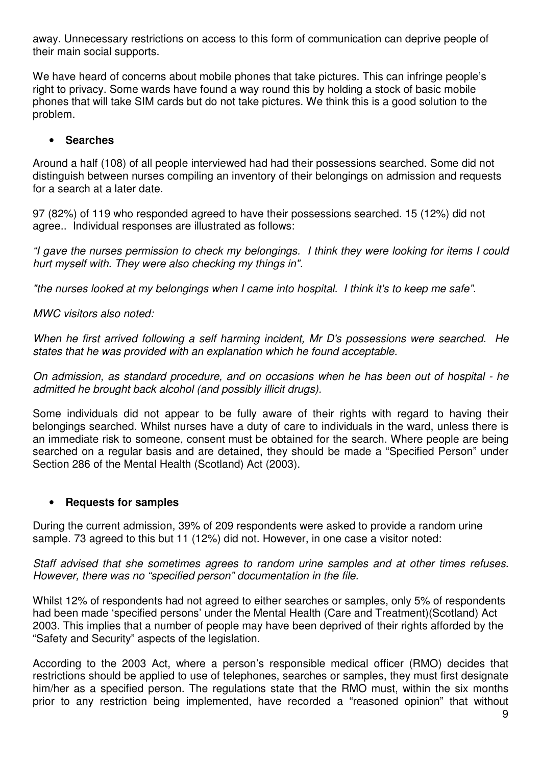away. Unnecessary restrictions on access to this form of communication can deprive people of their main social supports.

We have heard of concerns about mobile phones that take pictures. This can infringe people's right to privacy. Some wards have found a way round this by holding a stock of basic mobile phones that will take SIM cards but do not take pictures. We think this is a good solution to the problem.

- **Searches**

Around a half (108) of all people interviewed had had their possessions searched. Some did not distinguish between nurses compiling an inventory of their belongings on admission and requests for a search at a later date.

97 (82%) of 119 who responded agreed to have their possessions searched. 15 (12%) did not agree.. Individual responses are illustrated as follows:

*"I gave the nurses permission to check my belongings. I think they were looking for items I could hurt myself with. They were also checking my things in".*

*"the nurses looked at my belongings when I came into hospital. I think it's to keep me safe".*

*MWC visitors also noted:*

*When he first arrived following a self harming incident, Mr D's possessions were searched. He states that he was provided with an explanation which he found acceptable.*

*On admission, as standard procedure, and on occasions when he has been out of hospital - he admitted he brought back alcohol (and possibly illicit drugs).*

Some individuals did not appear to be fully aware of their rights with regard to having their belongings searched. Whilst nurses have a duty of care to individuals in the ward, unless there is an immediate risk to someone, consent must be obtained for the search. Where people are being searched on a regular basis and are detained, they should be made a "Specified Person" under Section 286 of the Mental Health (Scotland) Act (2003).

- **Requests for samples**

During the current admission, 39% of 209 respondents were asked to provide a random urine sample. 73 agreed to this but 11 (12%) did not. However, in one case a visitor noted:

*Staff advised that she sometimes agrees to random urine samples and at other times refuses. However, there was no "specified person" documentation in the file.*

Whilst 12% of respondents had not agreed to either searches or samples, only 5% of respondents had been made 'specified persons' under the Mental Health (Care and Treatment)(Scotland) Act 2003. This implies that a number of people may have been deprived of their rights afforded by the "Safety and Security" aspects of the legislation.

According to the 2003 Act, where a person's responsible medical officer (RMO) decides that restrictions should be applied to use of telephones, searches or samples, they must first designate him/her as a specified person. The regulations state that the RMO must, within the six months prior to any restriction being implemented, have recorded a "reasoned opinion" that without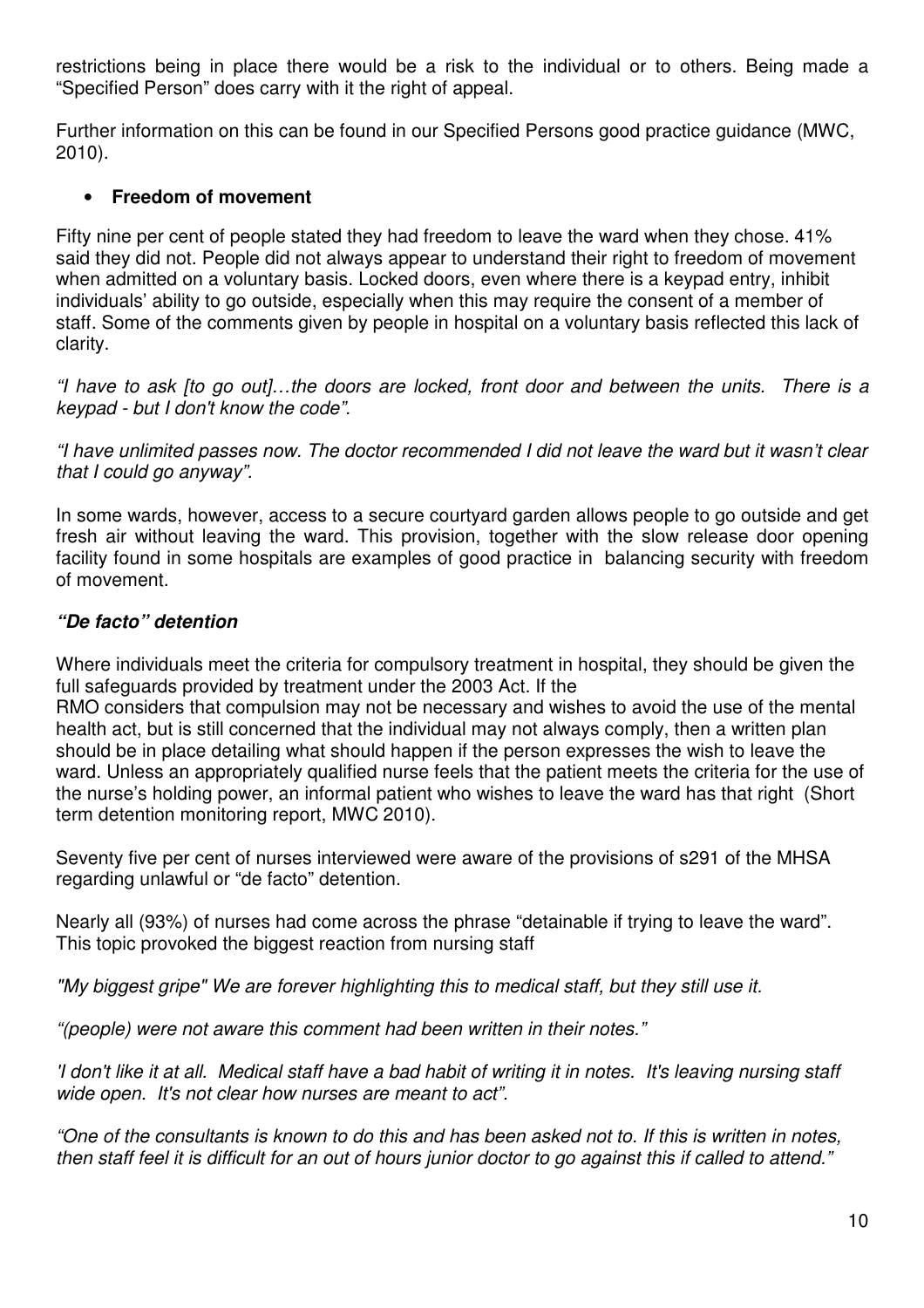restrictions being in place there would be a risk to the individual or to others. Being made a "Specified Person" does carry with it the right of appeal.

Further information on this can be found in our Specified Persons good practice guidance (MWC, 2010).

- **Freedom of movement**

Fifty nine per cent of people stated they had freedom to leave the ward when they chose. 41% said they did not. People did not always appear to understand their right to freedom of movement when admitted on a voluntary basis. Locked doors, even where there is a keypad entry, inhibit individuals' ability to go outside, especially when this may require the consent of a member of staff. Some of the comments given by people in hospital on a voluntary basis reflected this lack of clarity.

*"I have to ask [to go out]…the doors are locked, front door and between the units. There is a keypad - but I don't know the code".*

*"I have unlimited passes now. The doctor recommended I did not leave the ward but it wasn't clear that I could go anyway".*

In some wards, however, access to a secure courtyard garden allows people to go outside and get fresh air without leaving the ward. This provision, together with the slow release door opening facility found in some hospitals are examples of good practice in balancing security with freedom of movement.

***"De facto" detention***

Where individuals meet the criteria for compulsory treatment in hospital, they should be given the full safeguards provided by treatment under the 2003 Act. If the RMO considers that compulsion may not be necessary and wishes to avoid the use of the mental health act, but is still concerned that the individual may not always comply, then a written plan should be in place detailing what should happen if the person expresses the wish to leave the ward. Unless an appropriately qualified nurse feels that the patient meets the criteria for the use of the nurse's holding power, an informal patient who wishes to leave the ward has that right (Short term detention monitoring report, MWC 2010).

Seventy five per cent of nurses interviewed were aware of the provisions of s291 of the MHSA regarding unlawful or "de facto" detention.

Nearly all (93%) of nurses had come across the phrase "detainable if trying to leave the ward". This topic provoked the biggest reaction from nursing staff

*"My biggest gripe" We are forever highlighting this to medical staff, but they still use it.*

*"(people) were not aware this comment had been written in their notes."*

*'I don't like it at all. Medical staff have a bad habit of writing it in notes. It's leaving nursing staff wide open. It's not clear how nurses are meant to act".*

*"One of the consultants is known to do this and has been asked not to. If this is written in notes, then staff feel it is difficult for an out of hours junior doctor to go against this if called to attend."*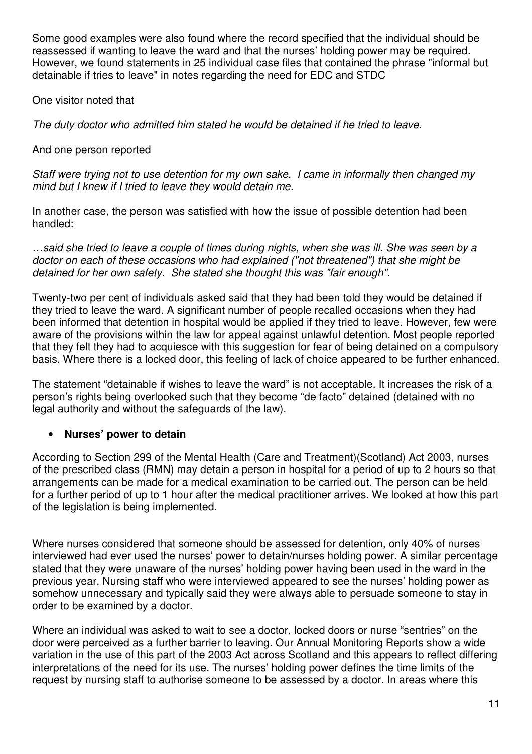Some good examples were also found where the record specified that the individual should be reassessed if wanting to leave the ward and that the nurses' holding power may be required. However, we found statements in 25 individual case files that contained the phrase "informal but detainable if tries to leave" in notes regarding the need for EDC and STDC

One visitor noted that

*The duty doctor who admitted him stated he would be detained if he tried to leave.*

And one person reported

*Staff were trying not to use detention for my own sake. I came in informally then changed my mind but I knew if I tried to leave they would detain me.*

In another case, the person was satisfied with how the issue of possible detention had been handled:

*…said she tried to leave a couple of times during nights, when she was ill. She was seen by a doctor on each of these occasions who had explained ("not threatened") that she might be detained for her own safety. She stated she thought this was "fair enough".*

Twenty-two per cent of individuals asked said that they had been told they would be detained if they tried to leave the ward. A significant number of people recalled occasions when they had been informed that detention in hospital would be applied if they tried to leave. However, few were aware of the provisions within the law for appeal against unlawful detention. Most people reported that they felt they had to acquiesce with this suggestion for fear of being detained on a compulsory basis. Where there is a locked door, this feeling of lack of choice appeared to be further enhanced.

The statement "detainable if wishes to leave the ward" is not acceptable. It increases the risk of a person's rights being overlooked such that they become "de facto" detained (detained with no legal authority and without the safeguards of the law).

- **Nurses' power to detain**

According to Section 299 of the Mental Health (Care and Treatment)(Scotland) Act 2003, nurses of the prescribed class (RMN) may detain a person in hospital for a period of up to 2 hours so that arrangements can be made for a medical examination to be carried out. The person can be held for a further period of up to 1 hour after the medical practitioner arrives. We looked at how this part of the legislation is being implemented.

Where nurses considered that someone should be assessed for detention, only 40% of nurses interviewed had ever used the nurses' power to detain/nurses holding power. A similar percentage stated that they were unaware of the nurses' holding power having been used in the ward in the previous year. Nursing staff who were interviewed appeared to see the nurses' holding power as somehow unnecessary and typically said they were always able to persuade someone to stay in order to be examined by a doctor.

Where an individual was asked to wait to see a doctor, locked doors or nurse "sentries" on the door were perceived as a further barrier to leaving. Our Annual Monitoring Reports show a wide variation in the use of this part of the 2003 Act across Scotland and this appears to reflect differing interpretations of the need for its use. The nurses' holding power defines the time limits of the request by nursing staff to authorise someone to be assessed by a doctor. In areas where this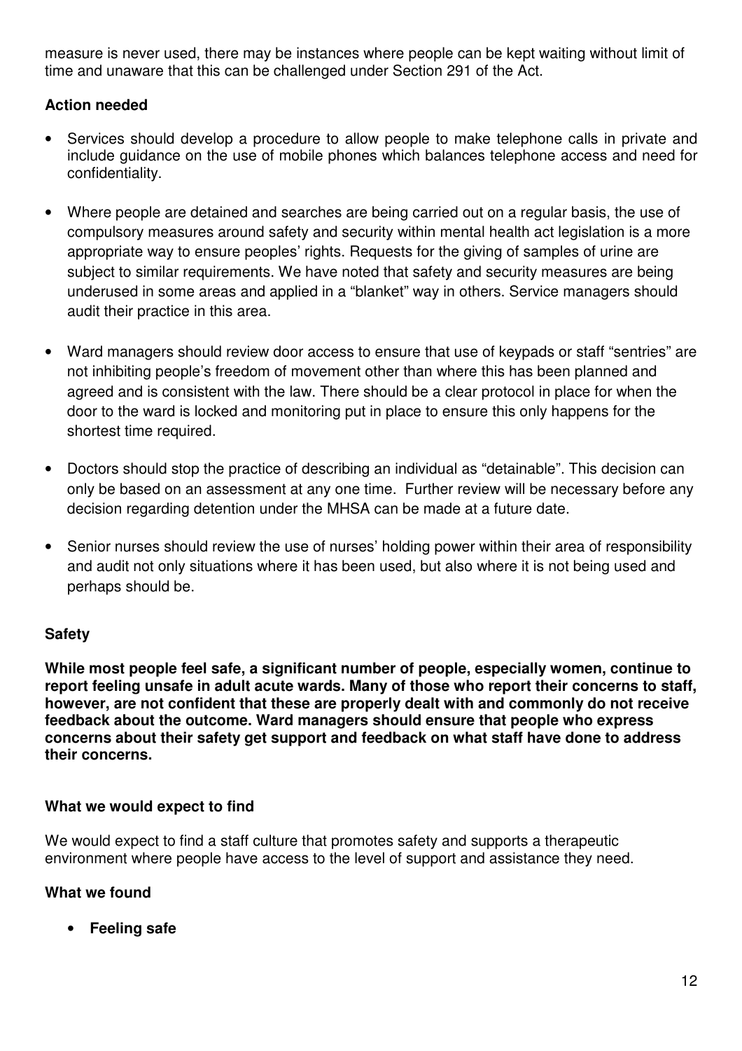measure is never used, there may be instances where people can be kept waiting without limit of time and unaware that this can be challenged under Section 291 of the Act.

**Action needed**

- Services should develop a procedure to allow people to make telephone calls in private and include guidance on the use of mobile phones which balances telephone access and need for confidentiality.
- Where people are detained and searches are being carried out on a regular basis, the use of compulsory measures around safety and security within mental health act legislation is a more appropriate way to ensure peoples' rights. Requests for the giving of samples of urine are subject to similar requirements. We have noted that safety and security measures are being underused in some areas and applied in a "blanket" way in others. Service managers should audit their practice in this area.
- Ward managers should review door access to ensure that use of keypads or staff "sentries" are not inhibiting people's freedom of movement other than where this has been planned and agreed and is consistent with the law. There should be a clear protocol in place for when the door to the ward is locked and monitoring put in place to ensure this only happens for the shortest time required.
- Doctors should stop the practice of describing an individual as "detainable". This decision can only be based on an assessment at any one time. Further review will be necessary before any decision regarding detention under the MHSA can be made at a future date.
- Senior nurses should review the use of nurses' holding power within their area of responsibility and audit not only situations where it has been used, but also where it is not being used and perhaps should be.

## Safety

**While most people feel safe, a significant number of people, especially women, continue to report feeling unsafe in adult acute wards. Many of those who report their concerns to staff, however, are not confident that these are properly dealt with and commonly do not receive feedback about the outcome. Ward managers should ensure that people who express concerns about their safety get support and feedback on what staff have done to address their concerns.**

**What we would expect to find**

We would expect to find a staff culture that promotes safety and supports a therapeutic environment where people have access to the level of support and assistance they need.

**What we found**

- **Feeling safe**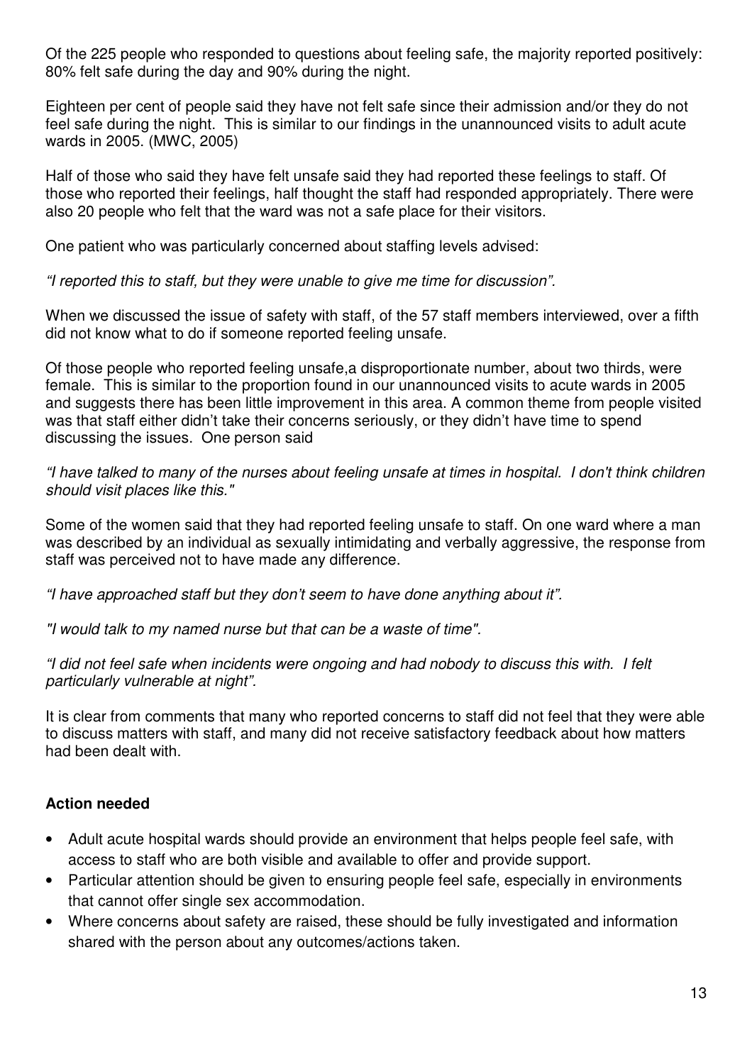Of the 225 people who responded to questions about feeling safe, the majority reported positively: 80% felt safe during the day and 90% during the night.

Eighteen per cent of people said they have not felt safe since their admission and/or they do not feel safe during the night. This is similar to our findings in the unannounced visits to adult acute wards in 2005. (MWC, 2005)

Half of those who said they have felt unsafe said they had reported these feelings to staff. Of those who reported their feelings, half thought the staff had responded appropriately. There were also 20 people who felt that the ward was not a safe place for their visitors.

One patient who was particularly concerned about staffing levels advised:

*"I reported this to staff, but they were unable to give me time for discussion".*

When we discussed the issue of safety with staff, of the 57 staff members interviewed, over a fifth did not know what to do if someone reported feeling unsafe.

Of those people who reported feeling unsafe,a disproportionate number, about two thirds, were female. This is similar to the proportion found in our unannounced visits to acute wards in 2005 and suggests there has been little improvement in this area. A common theme from people visited was that staff either didn't take their concerns seriously, or they didn't have time to spend discussing the issues. One person said

*"I have talked to many of the nurses about feeling unsafe at times in hospital. I don't think children should visit places like this."*

Some of the women said that they had reported feeling unsafe to staff. On one ward where a man was described by an individual as sexually intimidating and verbally aggressive, the response from staff was perceived not to have made any difference.

*"I have approached staff but they don't seem to have done anything about it".*

*"I would talk to my named nurse but that can be a waste of time".*

*"I did not feel safe when incidents were ongoing and had nobody to discuss this with. I felt particularly vulnerable at night".*

It is clear from comments that many who reported concerns to staff did not feel that they were able to discuss matters with staff, and many did not receive satisfactory feedback about how matters had been dealt with.

**Action needed**

- Adult acute hospital wards should provide an environment that helps people feel safe, with access to staff who are both visible and available to offer and provide support.
- Particular attention should be given to ensuring people feel safe, especially in environments that cannot offer single sex accommodation.
- Where concerns about safety are raised, these should be fully investigated and information shared with the person about any outcomes/actions taken.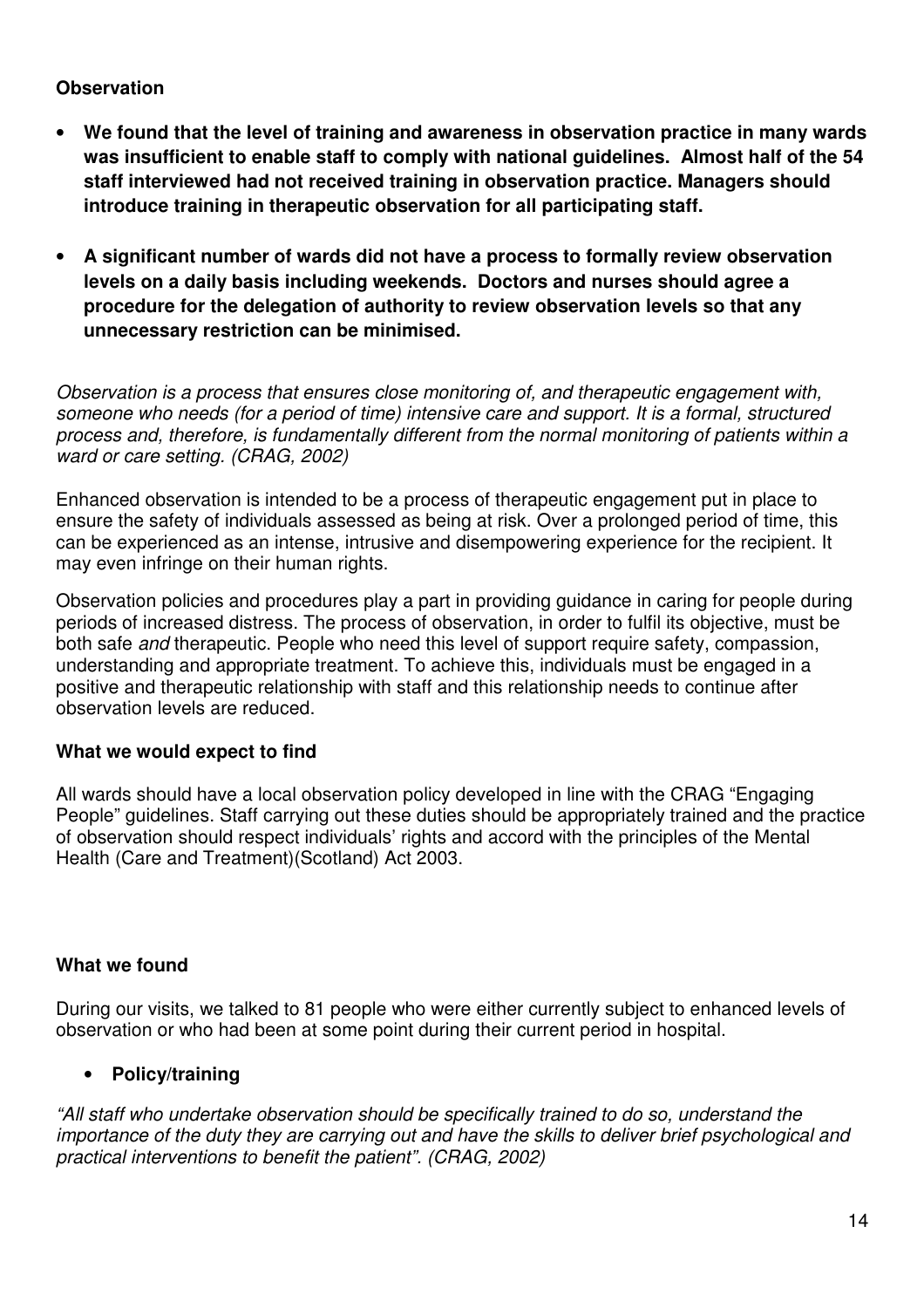### Observation

- **We found that the level of training and awareness in observation practice in many wards was insufficient to enable staff to comply with national guidelines. Almost half of the 54 staff interviewed had not received training in observation practice. Managers should introduce training in therapeutic observation for all participating staff.**

- **A significant number of wards did not have a process to formally review observation levels on a daily basis including weekends. Doctors and nurses should agree a procedure for the delegation of authority to review observation levels so that any unnecessary restriction can be minimised.**

*Observation is a process that ensures close monitoring of, and therapeutic engagement with, someone who needs (for a period of time) intensive care and support. It is a formal, structured process and, therefore, is fundamentally different from the normal monitoring of patients within a ward or care setting. (CRAG, 2002)*

Enhanced observation is intended to be a process of therapeutic engagement put in place to ensure the safety of individuals assessed as being at risk. Over a prolonged period of time, this can be experienced as an intense, intrusive and disempowering experience for the recipient. It may even infringe on their human rights.

Observation policies and procedures play a part in providing guidance in caring for people during periods of increased distress. The process of observation, in order to fulfil its objective, must be both safe *and* therapeutic. People who need this level of support require safety, compassion, understanding and appropriate treatment. To achieve this, individuals must be engaged in a positive and therapeutic relationship with staff and this relationship needs to continue after observation levels are reduced.

### What we would expect to find

All wards should have a local observation policy developed in line with the CRAG "Engaging People" guidelines. Staff carrying out these duties should be appropriately trained and the practice of observation should respect individuals' rights and accord with the principles of the Mental Health (Care and Treatment)(Scotland) Act 2003.

### What we found

During our visits, we talked to 81 people who were either currently subject to enhanced levels of observation or who had been at some point during their current period in hospital.

- **Policy/training**

*"All staff who undertake observation should be specifically trained to do so, understand the importance of the duty they are carrying out and have the skills to deliver brief psychological and practical interventions to benefit the patient". (CRAG, 2002)*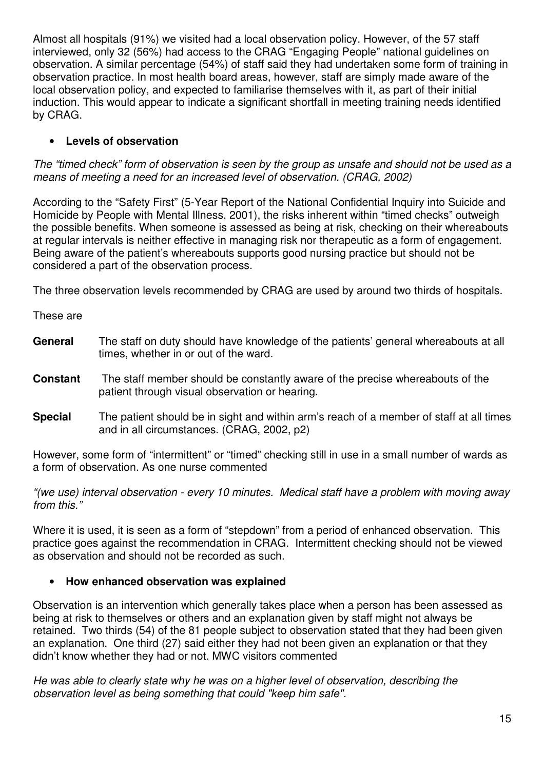Almost all hospitals (91%) we visited had a local observation policy. However, of the 57 staff interviewed, only 32 (56%) had access to the CRAG "Engaging People" national guidelines on observation. A similar percentage (54%) of staff said they had undertaken some form of training in observation practice. In most health board areas, however, staff are simply made aware of the local observation policy, and expected to familiarise themselves with it, as part of their initial induction. This would appear to indicate a significant shortfall in meeting training needs identified by CRAG.

- **Levels of observation**

*The "timed check" form of observation is seen by the group as unsafe and should not be used as a means of meeting a need for an increased level of observation. (CRAG, 2002)*

According to the "Safety First" (5-Year Report of the National Confidential Inquiry into Suicide and Homicide by People with Mental Illness, 2001), the risks inherent within "timed checks" outweigh the possible benefits. When someone is assessed as being at risk, checking on their whereabouts at regular intervals is neither effective in managing risk nor therapeutic as a form of engagement. Being aware of the patient's whereabouts supports good nursing practice but should not be considered a part of the observation process.

The three observation levels recommended by CRAG are used by around two thirds of hospitals.

These are

**General** The staff on duty should have knowledge of the patients' general whereabouts at all times, whether in or out of the ward.

**Constant** The staff member should be constantly aware of the precise whereabouts of the patient through visual observation or hearing.

**Special** The patient should be in sight and within arm's reach of a member of staff at all times and in all circumstances. (CRAG, 2002, p2)

However, some form of "intermittent" or "timed" checking still in use in a small number of wards as a form of observation. As one nurse commented

*"(we use) interval observation - every 10 minutes. Medical staff have a problem with moving away from this."*

Where it is used, it is seen as a form of "stepdown" from a period of enhanced observation. This practice goes against the recommendation in CRAG. Intermittent checking should not be viewed as observation and should not be recorded as such.

- **How enhanced observation was explained**

Observation is an intervention which generally takes place when a person has been assessed as being at risk to themselves or others and an explanation given by staff might not always be retained. Two thirds (54) of the 81 people subject to observation stated that they had been given an explanation. One third (27) said either they had not been given an explanation or that they didn't know whether they had or not. MWC visitors commented

*He was able to clearly state why he was on a higher level of observation, describing the observation level as being something that could "keep him safe".*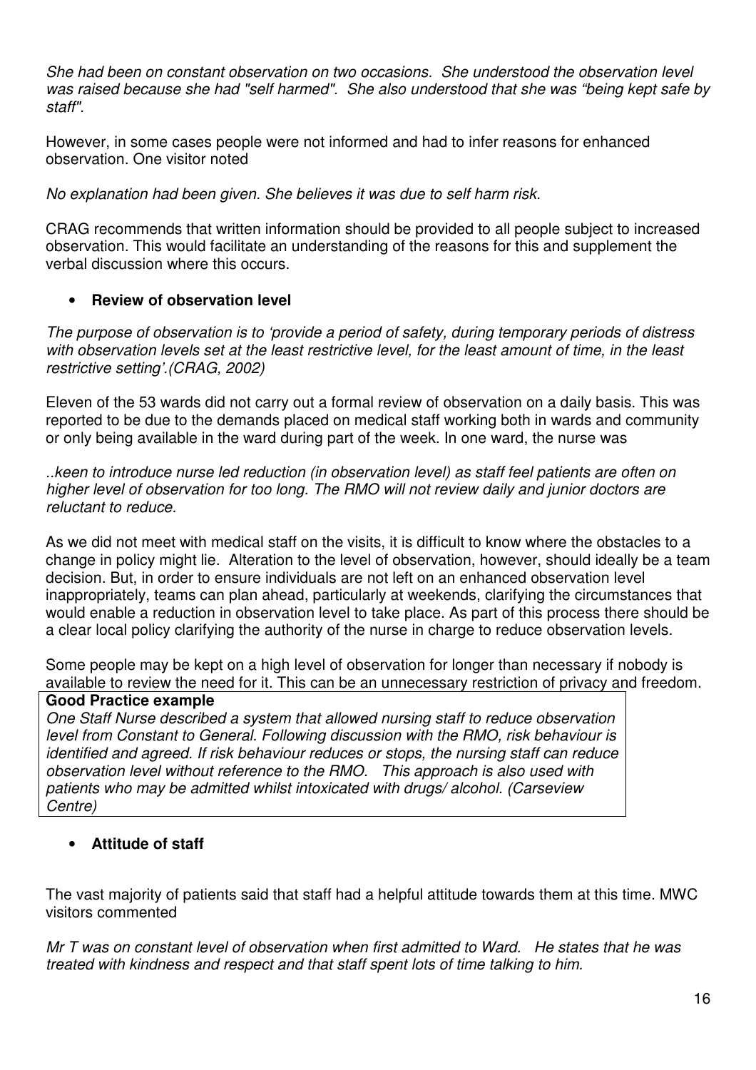*She had been on constant observation on two occasions. She understood the observation level was raised because she had "self harmed". She also understood that she was "being kept safe by staff".*

However, in some cases people were not informed and had to infer reasons for enhanced observation. One visitor noted

*No explanation had been given. She believes it was due to self harm risk.*

CRAG recommends that written information should be provided to all people subject to increased observation. This would facilitate an understanding of the reasons for this and supplement the verbal discussion where this occurs.

- **Review of observation level**

*The purpose of observation is to 'provide a period of safety, during temporary periods of distress with observation levels set at the least restrictive level, for the least amount of time, in the least restrictive setting'.(CRAG, 2002)*

Eleven of the 53 wards did not carry out a formal review of observation on a daily basis. This was reported to be due to the demands placed on medical staff working both in wards and community or only being available in the ward during part of the week. In one ward, the nurse was

*..keen to introduce nurse led reduction (in observation level) as staff feel patients are often on higher level of observation for too long. The RMO will not review daily and junior doctors are reluctant to reduce.*

As we did not meet with medical staff on the visits, it is difficult to know where the obstacles to a change in policy might lie. Alteration to the level of observation, however, should ideally be a team decision. But, in order to ensure individuals are not left on an enhanced observation level inappropriately, teams can plan ahead, particularly at weekends, clarifying the circumstances that would enable a reduction in observation level to take place. As part of this process there should be a clear local policy clarifying the authority of the nurse in charge to reduce observation levels.

Some people may be kept on a high level of observation for longer than necessary if nobody is available to review the need for it. This can be an unnecessary restriction of privacy and freedom.

**Good Practice example**
*One Staff Nurse described a system that allowed nursing staff to reduce observation level from Constant to General. Following discussion with the RMO, risk behaviour is identified and agreed. If risk behaviour reduces or stops, the nursing staff can reduce observation level without reference to the RMO. This approach is also used with patients who may be admitted whilst intoxicated with drugs/ alcohol. (Carseview Centre)*

- **Attitude of staff**

The vast majority of patients said that staff had a helpful attitude towards them at this time. MWC visitors commented

*Mr T was on constant level of observation when first admitted to Ward. He states that he was treated with kindness and respect and that staff spent lots of time talking to him.*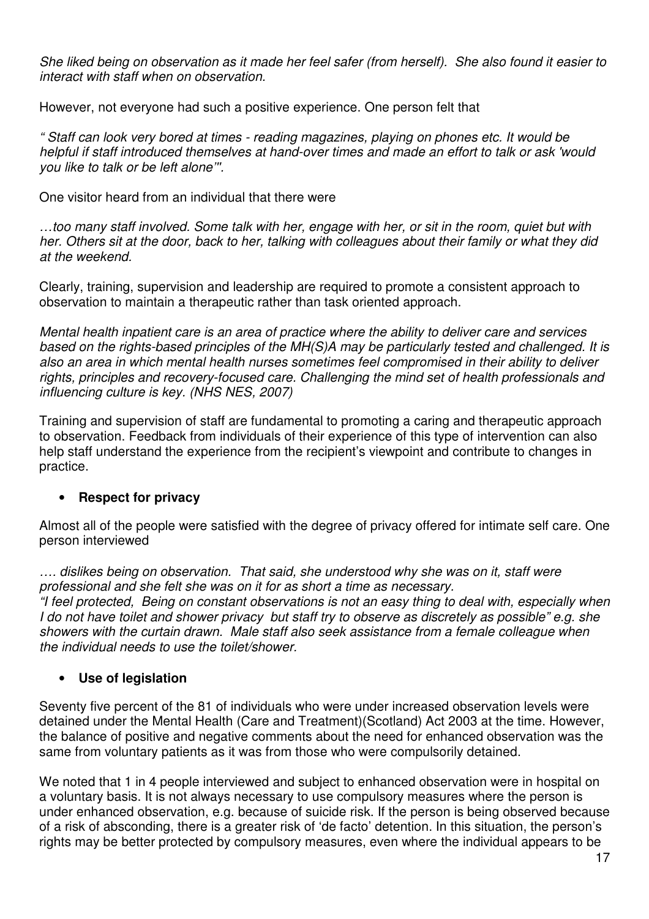*She liked being on observation as it made her feel safer (from herself). She also found it easier to interact with staff when on observation.*

However, not everyone had such a positive experience. One person felt that

*" Staff can look very bored at times - reading magazines, playing on phones etc. It would be helpful if staff introduced themselves at hand-over times and made an effort to talk or ask 'would you like to talk or be left alone'".*

One visitor heard from an individual that there were

*…too many staff involved. Some talk with her, engage with her, or sit in the room, quiet but with her. Others sit at the door, back to her, talking with colleagues about their family or what they did at the weekend.*

Clearly, training, supervision and leadership are required to promote a consistent approach to observation to maintain a therapeutic rather than task oriented approach.

*Mental health inpatient care is an area of practice where the ability to deliver care and services based on the rights-based principles of the MH(S)A may be particularly tested and challenged. It is also an area in which mental health nurses sometimes feel compromised in their ability to deliver rights, principles and recovery-focused care. Challenging the mind set of health professionals and influencing culture is key. (NHS NES, 2007)*

Training and supervision of staff are fundamental to promoting a caring and therapeutic approach to observation. Feedback from individuals of their experience of this type of intervention can also help staff understand the experience from the recipient's viewpoint and contribute to changes in practice.

- **Respect for privacy**

Almost all of the people were satisfied with the degree of privacy offered for intimate self care. One person interviewed

*…. dislikes being on observation. That said, she understood why she was on it, staff were professional and she felt she was on it for as short a time as necessary.*
*"I feel protected, Being on constant observations is not an easy thing to deal with, especially when I do not have toilet and shower privacy but staff try to observe as discretely as possible" e.g. she showers with the curtain drawn. Male staff also seek assistance from a female colleague when the individual needs to use the toilet/shower.*

- **Use of legislation**

Seventy five percent of the 81 of individuals who were under increased observation levels were detained under the Mental Health (Care and Treatment)(Scotland) Act 2003 at the time. However, the balance of positive and negative comments about the need for enhanced observation was the same from voluntary patients as it was from those who were compulsorily detained.

We noted that 1 in 4 people interviewed and subject to enhanced observation were in hospital on a voluntary basis. It is not always necessary to use compulsory measures where the person is under enhanced observation, e.g. because of suicide risk. If the person is being observed because of a risk of absconding, there is a greater risk of 'de facto' detention. In this situation, the person's rights may be better protected by compulsory measures, even where the individual appears to be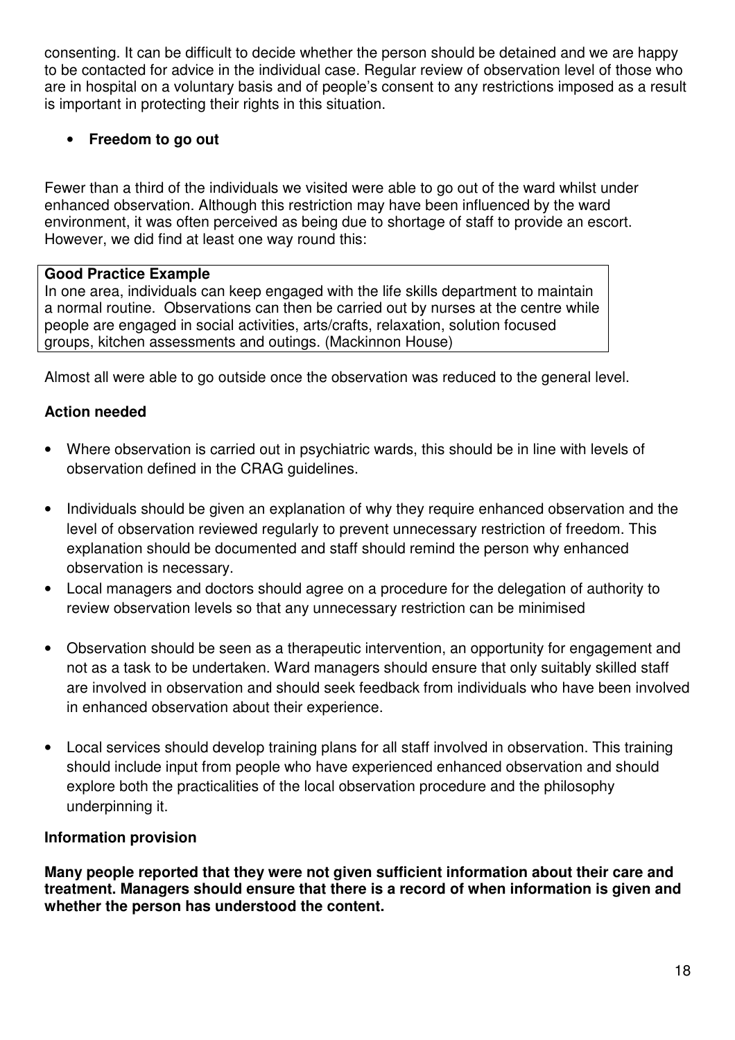consenting. It can be difficult to decide whether the person should be detained and we are happy to be contacted for advice in the individual case. Regular review of observation level of those who are in hospital on a voluntary basis and of people's consent to any restrictions imposed as a result is important in protecting their rights in this situation.

- **Freedom to go out**

Fewer than a third of the individuals we visited were able to go out of the ward whilst under enhanced observation. Although this restriction may have been influenced by the ward environment, it was often perceived as being due to shortage of staff to provide an escort. However, we did find at least one way round this:

> **Good Practice Example**
> In one area, individuals can keep engaged with the life skills department to maintain a normal routine. Observations can then be carried out by nurses at the centre while people are engaged in social activities, arts/crafts, relaxation, solution focused groups, kitchen assessments and outings. (Mackinnon House)

Almost all were able to go outside once the observation was reduced to the general level.

**Action needed**

- Where observation is carried out in psychiatric wards, this should be in line with levels of observation defined in the CRAG guidelines.
- Individuals should be given an explanation of why they require enhanced observation and the level of observation reviewed regularly to prevent unnecessary restriction of freedom. This explanation should be documented and staff should remind the person why enhanced observation is necessary.
- Local managers and doctors should agree on a procedure for the delegation of authority to review observation levels so that any unnecessary restriction can be minimised
- Observation should be seen as a therapeutic intervention, an opportunity for engagement and not as a task to be undertaken. Ward managers should ensure that only suitably skilled staff are involved in observation and should seek feedback from individuals who have been involved in enhanced observation about their experience.
- Local services should develop training plans for all staff involved in observation. This training should include input from people who have experienced enhanced observation and should explore both the practicalities of the local observation procedure and the philosophy underpinning it.

**Information provision**

**Many people reported that they were not given sufficient information about their care and treatment. Managers should ensure that there is a record of when information is given and whether the person has understood the content.**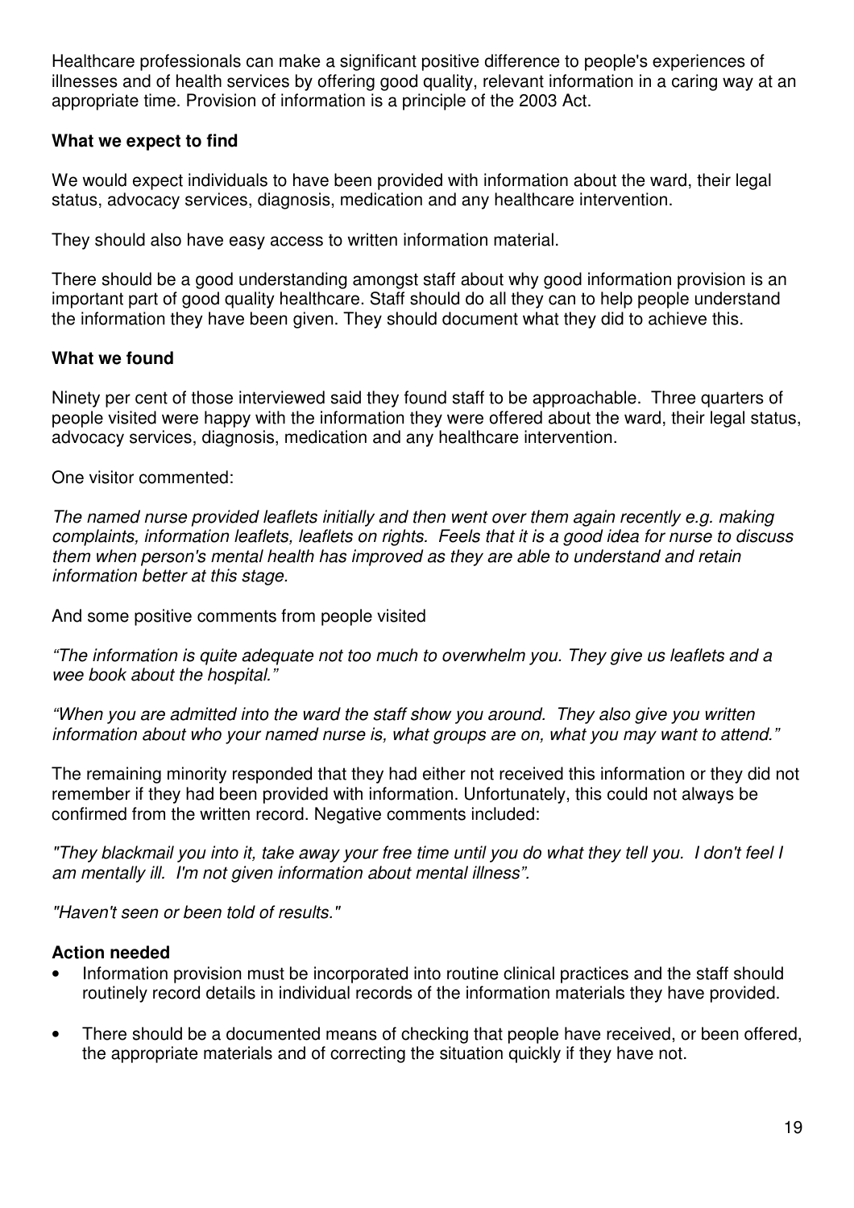Healthcare professionals can make a significant positive difference to people's experiences of illnesses and of health services by offering good quality, relevant information in a caring way at an appropriate time. Provision of information is a principle of the 2003 Act.

**What we expect to find**

We would expect individuals to have been provided with information about the ward, their legal status, advocacy services, diagnosis, medication and any healthcare intervention.

They should also have easy access to written information material.

There should be a good understanding amongst staff about why good information provision is an important part of good quality healthcare. Staff should do all they can to help people understand the information they have been given. They should document what they did to achieve this.

**What we found**

Ninety per cent of those interviewed said they found staff to be approachable. Three quarters of people visited were happy with the information they were offered about the ward, their legal status, advocacy services, diagnosis, medication and any healthcare intervention.

One visitor commented:

*The named nurse provided leaflets initially and then went over them again recently e.g. making complaints, information leaflets, leaflets on rights. Feels that it is a good idea for nurse to discuss them when person's mental health has improved as they are able to understand and retain information better at this stage.*

And some positive comments from people visited

*"The information is quite adequate not too much to overwhelm you. They give us leaflets and a wee book about the hospital."*

*"When you are admitted into the ward the staff show you around. They also give you written information about who your named nurse is, what groups are on, what you may want to attend."*

The remaining minority responded that they had either not received this information or they did not remember if they had been provided with information. Unfortunately, this could not always be confirmed from the written record. Negative comments included:

*"They blackmail you into it, take away your free time until you do what they tell you. I don't feel I am mentally ill. I'm not given information about mental illness".*

*"Haven't seen or been told of results."*

**Action needed**

- Information provision must be incorporated into routine clinical practices and the staff should routinely record details in individual records of the information materials they have provided.
- There should be a documented means of checking that people have received, or been offered, the appropriate materials and of correcting the situation quickly if they have not.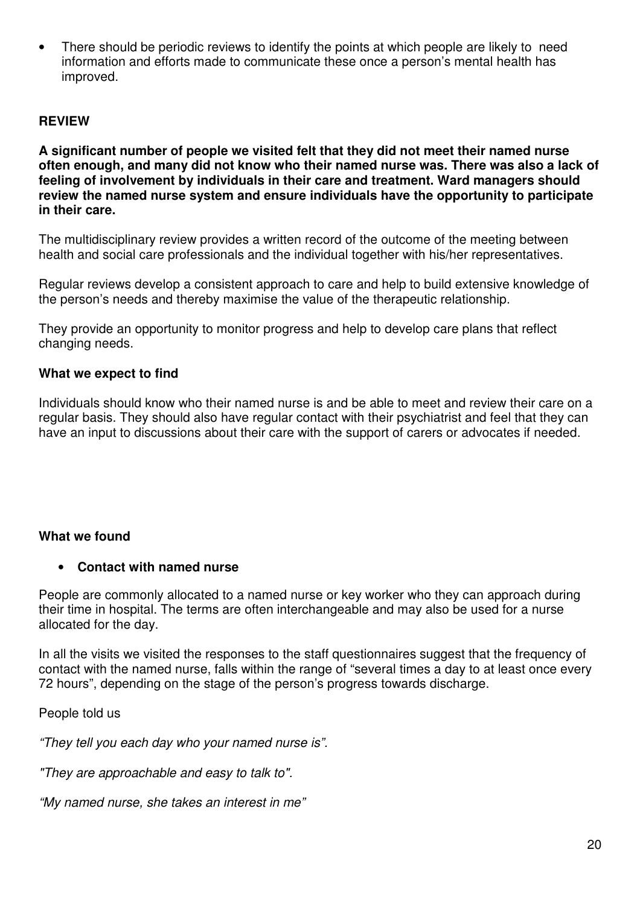- There should be periodic reviews to identify the points at which people are likely to need information and efforts made to communicate these once a person's mental health has improved.

## REVIEW

**A significant number of people we visited felt that they did not meet their named nurse often enough, and many did not know who their named nurse was. There was also a lack of feeling of involvement by individuals in their care and treatment. Ward managers should review the named nurse system and ensure individuals have the opportunity to participate in their care.**

The multidisciplinary review provides a written record of the outcome of the meeting between health and social care professionals and the individual together with his/her representatives.

Regular reviews develop a consistent approach to care and help to build extensive knowledge of the person's needs and thereby maximise the value of the therapeutic relationship.

They provide an opportunity to monitor progress and help to develop care plans that reflect changing needs.

### What we expect to find

Individuals should know who their named nurse is and be able to meet and review their care on a regular basis. They should also have regular contact with their psychiatrist and feel that they can have an input to discussions about their care with the support of carers or advocates if needed.

### What we found

- **Contact with named nurse**

People are commonly allocated to a named nurse or key worker who they can approach during their time in hospital. The terms are often interchangeable and may also be used for a nurse allocated for the day.

In all the visits we visited the responses to the staff questionnaires suggest that the frequency of contact with the named nurse, falls within the range of "several times a day to at least once every 72 hours", depending on the stage of the person's progress towards discharge.

People told us

*"They tell you each day who your named nurse is".*

*"They are approachable and easy to talk to".*

*"My named nurse, she takes an interest in me"*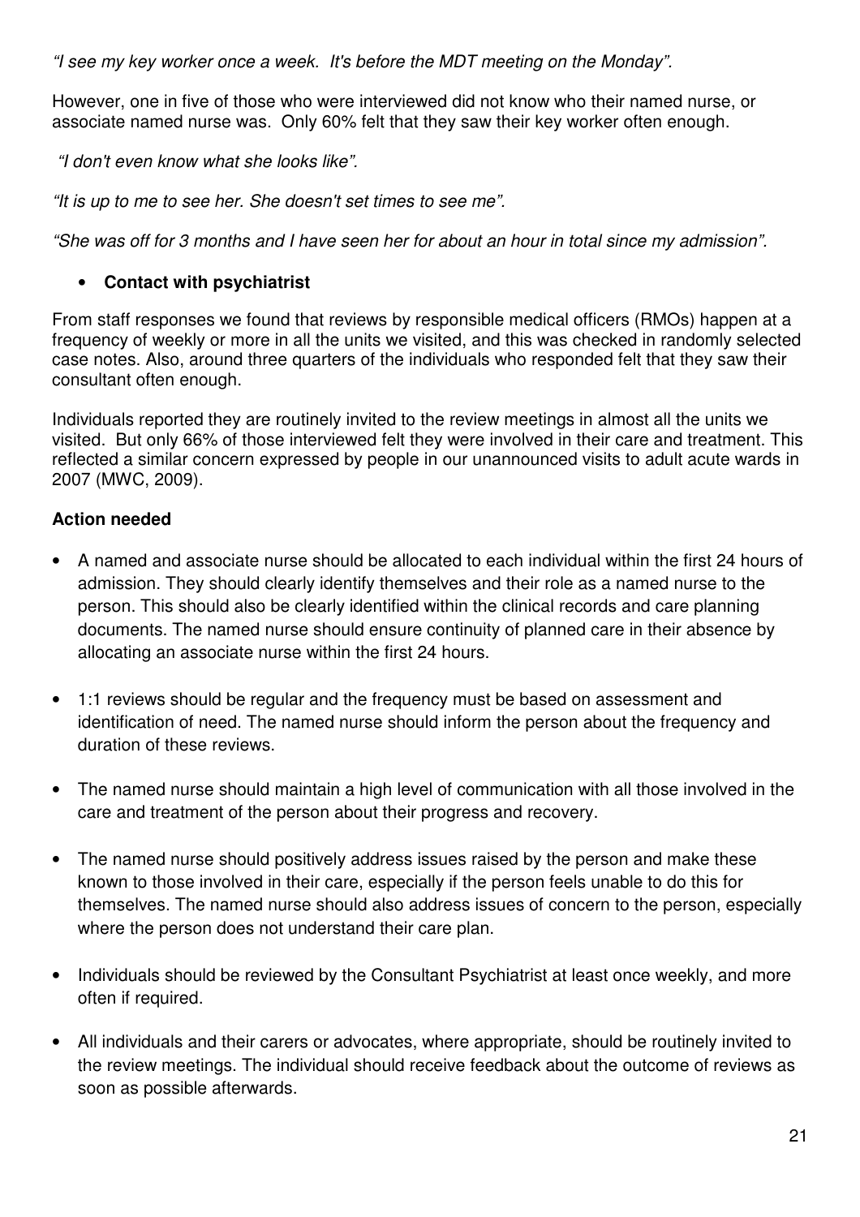*"I see my key worker once a week. It's before the MDT meeting on the Monday".*

However, one in five of those who were interviewed did not know who their named nurse, or associate named nurse was. Only 60% felt that they saw their key worker often enough.

*"I don't even know what she looks like".*

*"It is up to me to see her. She doesn't set times to see me".*

*"She was off for 3 months and I have seen her for about an hour in total since my admission".*

- **Contact with psychiatrist**

From staff responses we found that reviews by responsible medical officers (RMOs) happen at a frequency of weekly or more in all the units we visited, and this was checked in randomly selected case notes. Also, around three quarters of the individuals who responded felt that they saw their consultant often enough.

Individuals reported they are routinely invited to the review meetings in almost all the units we visited. But only 66% of those interviewed felt they were involved in their care and treatment. This reflected a similar concern expressed by people in our unannounced visits to adult acute wards in 2007 (MWC, 2009).

**Action needed**

- A named and associate nurse should be allocated to each individual within the first 24 hours of admission. They should clearly identify themselves and their role as a named nurse to the person. This should also be clearly identified within the clinical records and care planning documents. The named nurse should ensure continuity of planned care in their absence by allocating an associate nurse within the first 24 hours.
- 1:1 reviews should be regular and the frequency must be based on assessment and identification of need. The named nurse should inform the person about the frequency and duration of these reviews.
- The named nurse should maintain a high level of communication with all those involved in the care and treatment of the person about their progress and recovery.
- The named nurse should positively address issues raised by the person and make these known to those involved in their care, especially if the person feels unable to do this for themselves. The named nurse should also address issues of concern to the person, especially where the person does not understand their care plan.
- Individuals should be reviewed by the Consultant Psychiatrist at least once weekly, and more often if required.
- All individuals and their carers or advocates, where appropriate, should be routinely invited to the review meetings. The individual should receive feedback about the outcome of reviews as soon as possible afterwards.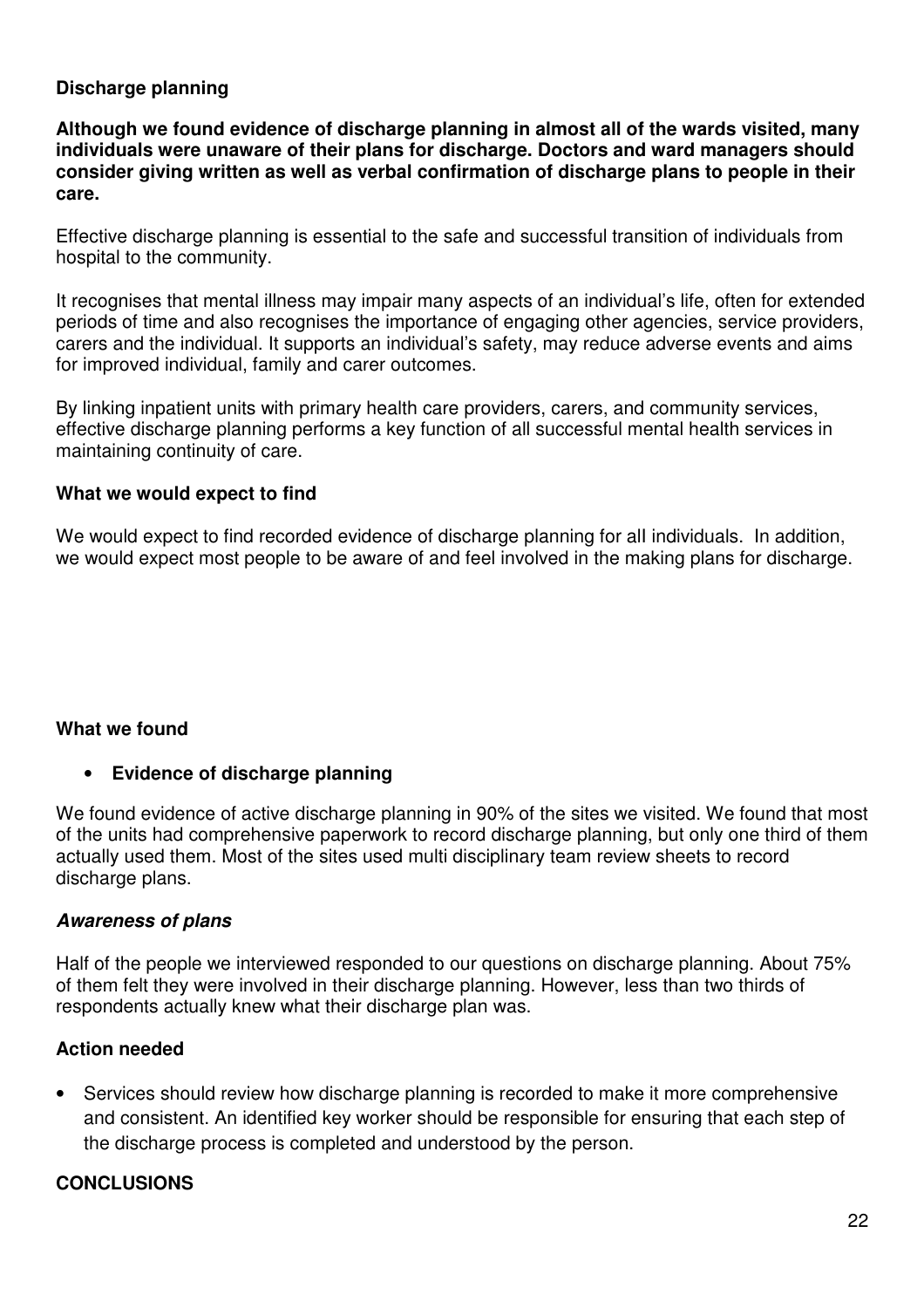## Discharge planning

**Although we found evidence of discharge planning in almost all of the wards visited, many individuals were unaware of their plans for discharge. Doctors and ward managers should consider giving written as well as verbal confirmation of discharge plans to people in their care.**

Effective discharge planning is essential to the safe and successful transition of individuals from hospital to the community.

It recognises that mental illness may impair many aspects of an individual's life, often for extended periods of time and also recognises the importance of engaging other agencies, service providers, carers and the individual. It supports an individual's safety, may reduce adverse events and aims for improved individual, family and carer outcomes.

By linking inpatient units with primary health care providers, carers, and community services, effective discharge planning performs a key function of all successful mental health services in maintaining continuity of care.

### What we would expect to find

We would expect to find recorded evidence of discharge planning for all individuals. In addition, we would expect most people to be aware of and feel involved in the making plans for discharge.

### What we found

- **Evidence of discharge planning**

We found evidence of active discharge planning in 90% of the sites we visited. We found that most of the units had comprehensive paperwork to record discharge planning, but only one third of them actually used them. Most of the sites used multi disciplinary team review sheets to record discharge plans.

***Awareness of plans***

Half of the people we interviewed responded to our questions on discharge planning. About 75% of them felt they were involved in their discharge planning. However, less than two thirds of respondents actually knew what their discharge plan was.

### Action needed

- Services should review how discharge planning is recorded to make it more comprehensive and consistent. An identified key worker should be responsible for ensuring that each step of the discharge process is completed and understood by the person.

## CONCLUSIONS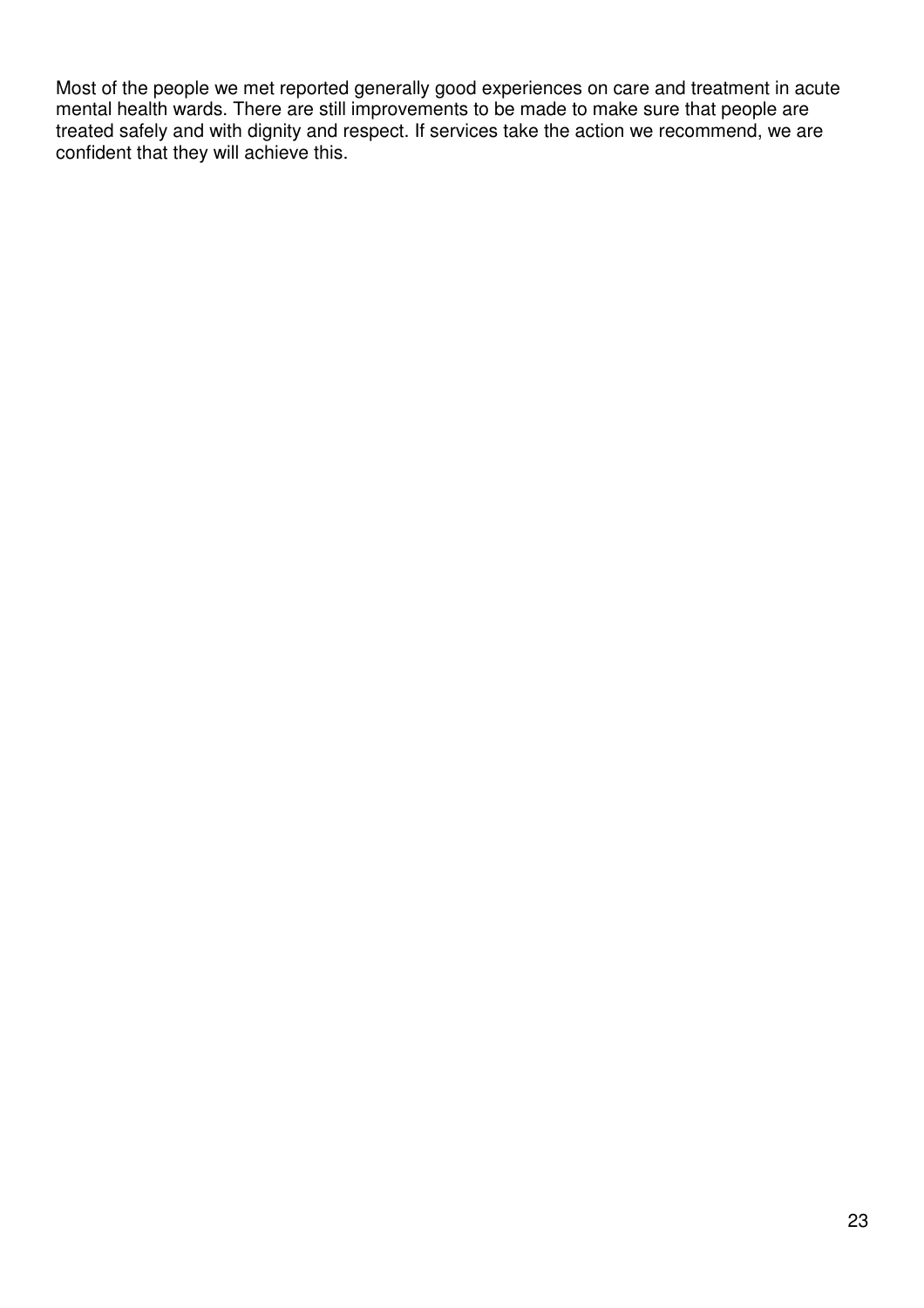Most of the people we met reported generally good experiences on care and treatment in acute mental health wards. There are still improvements to be made to make sure that people are treated safely and with dignity and respect. If services take the action we recommend, we are confident that they will achieve this.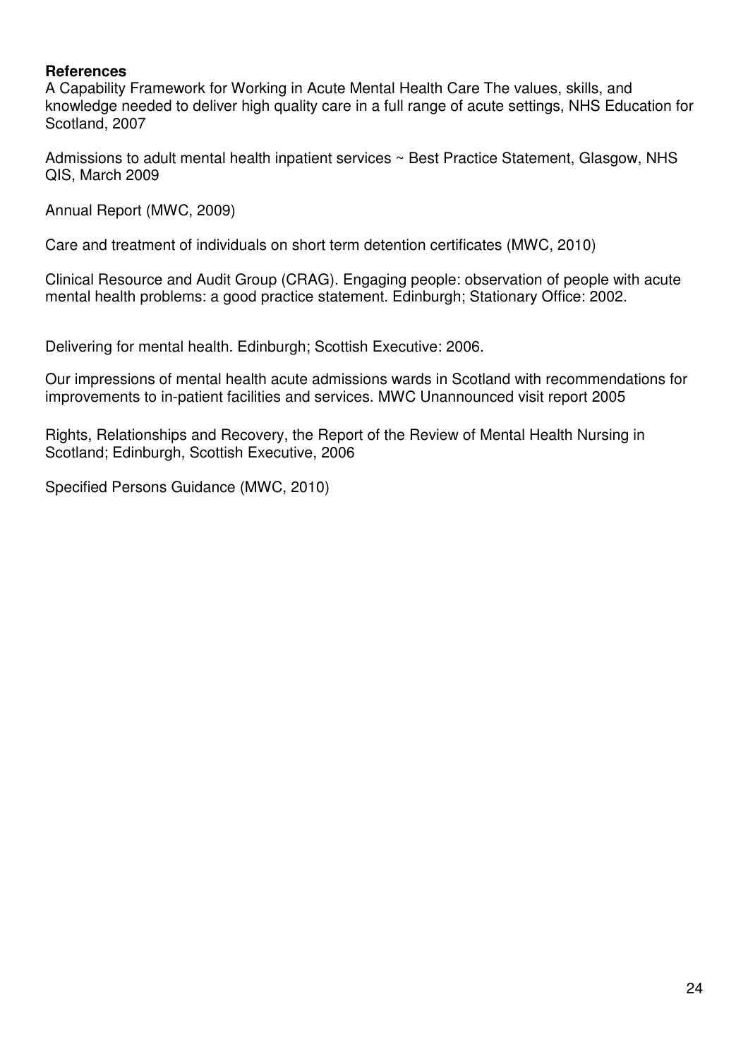**References**

A Capability Framework for Working in Acute Mental Health Care The values, skills, and knowledge needed to deliver high quality care in a full range of acute settings, NHS Education for Scotland, 2007

Admissions to adult mental health inpatient services ~ Best Practice Statement, Glasgow, NHS QIS, March 2009

Annual Report (MWC, 2009)

Care and treatment of individuals on short term detention certificates (MWC, 2010)

Clinical Resource and Audit Group (CRAG). Engaging people: observation of people with acute mental health problems: a good practice statement. Edinburgh; Stationary Office: 2002.

Delivering for mental health. Edinburgh; Scottish Executive: 2006.

Our impressions of mental health acute admissions wards in Scotland with recommendations for improvements to in-patient facilities and services. MWC Unannounced visit report 2005

Rights, Relationships and Recovery, the Report of the Review of Mental Health Nursing in Scotland; Edinburgh, Scottish Executive, 2006

Specified Persons Guidance (MWC, 2010)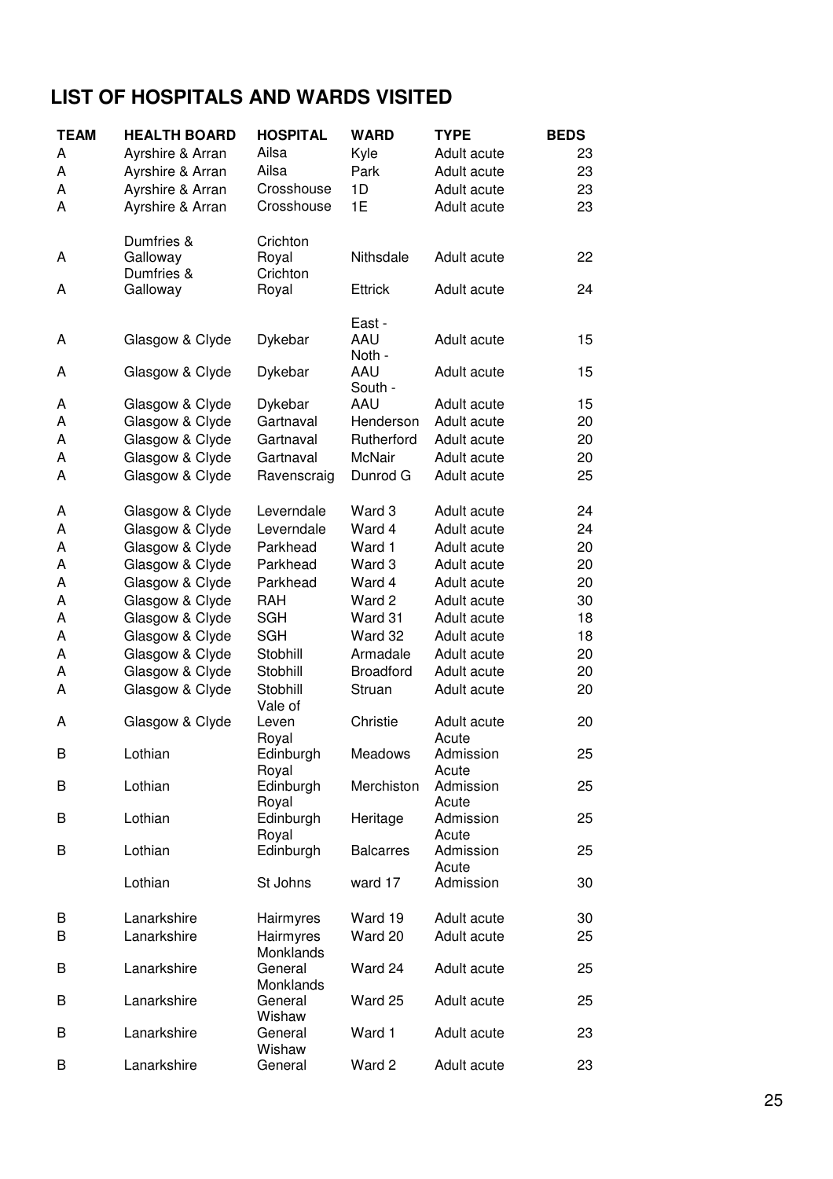## LIST OF HOSPITALS AND WARDS VISITED

| TEAM | HEALTH BOARD | HOSPITAL | WARD | TYPE | BEDS |
|---|---|---|---|---|---|
| A | Ayrshire & Arran | Ailsa | Kyle | Adult acute | 23 |
| A | Ayrshire & Arran | Ailsa | Park | Adult acute | 23 |
| A | Ayrshire & Arran | Crosshouse | 1D | Adult acute | 23 |
| A | Ayrshire & Arran | Crosshouse | 1E | Adult acute | 23 |
| A | Dumfries & Galloway | Crichton Royal | Nithsdale | Adult acute | 22 |
| A | Dumfries & Galloway | Crichton Royal | Ettrick | Adult acute | 24 |
| A | Glasgow & Clyde | Dykebar | East - AAU | Adult acute | 15 |
| A | Glasgow & Clyde | Dykebar | Noth - AAU | Adult acute | 15 |
| A | Glasgow & Clyde | Dykebar | South - AAU | Adult acute | 15 |
| A | Glasgow & Clyde | Gartnaval | Henderson | Adult acute | 20 |
| A | Glasgow & Clyde | Gartnaval | Rutherford | Adult acute | 20 |
| A | Glasgow & Clyde | Gartnaval | McNair | Adult acute | 20 |
| A | Glasgow & Clyde | Ravenscraig | Dunrod G | Adult acute | 25 |
| A | Glasgow & Clyde | Leverndale | Ward 3 | Adult acute | 24 |
| A | Glasgow & Clyde | Leverndale | Ward 4 | Adult acute | 24 |
| A | Glasgow & Clyde | Parkhead | Ward 1 | Adult acute | 20 |
| A | Glasgow & Clyde | Parkhead | Ward 3 | Adult acute | 20 |
| A | Glasgow & Clyde | Parkhead | Ward 4 | Adult acute | 20 |
| A | Glasgow & Clyde | RAH | Ward 2 | Adult acute | 30 |
| A | Glasgow & Clyde | SGH | Ward 31 | Adult acute | 18 |
| A | Glasgow & Clyde | SGH | Ward 32 | Adult acute | 18 |
| A | Glasgow & Clyde | Stobhill | Armadale | Adult acute | 20 |
| A | Glasgow & Clyde | Stobhill | Broadford | Adult acute | 20 |
| A | Glasgow & Clyde | Stobhill | Struan | Adult acute | 20 |
| A | Glasgow & Clyde | Vale of Leven | Christie | Adult acute | 20 |
| B | Lothian | Royal Edinburgh | Meadows | Acute Admission | 25 |
| B | Lothian | Royal Edinburgh | Merchiston | Acute Admission | 25 |
| B | Lothian | Royal Edinburgh | Heritage | Acute Admission | 25 |
| B | Lothian | Royal Edinburgh | Balcarres | Acute Admission | 25 |
| | Lothian | St Johns | ward 17 | Acute Admission | 30 |
| B | Lanarkshire | Hairmyres | Ward 19 | Adult acute | 30 |
| B | Lanarkshire | Hairmyres | Ward 20 | Adult acute | 25 |
| B | Lanarkshire | Monklands General | Ward 24 | Adult acute | 25 |
| B | Lanarkshire | Monklands General | Ward 25 | Adult acute | 25 |
| B | Lanarkshire | Wishaw General | Ward 1 | Adult acute | 23 |
| B | Lanarkshire | Wishaw General | Ward 2 | Adult acute | 23 |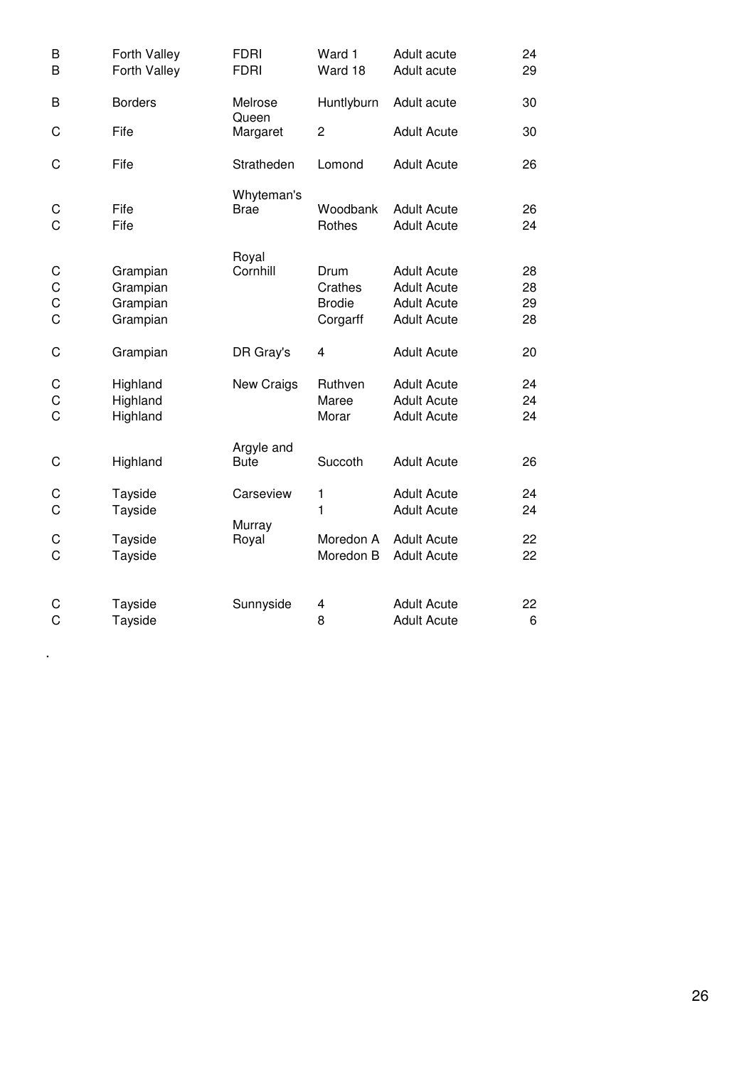| | | | | | |
|---|---|---|---|---|---|
| B | Forth Valley | FDRI | Ward 1 | Adult acute | 24 |
| B | Forth Valley | FDRI | Ward 18 | Adult acute | 29 |
| B | Borders | Melrose | Huntlyburn | Adult acute | 30 |
| C | Fife | Queen Margaret | 2 | Adult Acute | 30 |
| C | Fife | Stratheden | Lomond | Adult Acute | 26 |
| C | Fife | Whyteman's Brae | Woodbank | Adult Acute | 26 |
| C | Fife | | Rothes | Adult Acute | 24 |
| C | Grampian | Royal Cornhill | Drum | Adult Acute | 28 |
| C | Grampian | | Crathes | Adult Acute | 28 |
| C | Grampian | | Brodie | Adult Acute | 29 |
| C | Grampian | | Corgarff | Adult Acute | 28 |
| C | Grampian | DR Gray's | 4 | Adult Acute | 20 |
| C | Highland | New Craigs | Ruthven | Adult Acute | 24 |
| C | Highland | | Maree | Adult Acute | 24 |
| C | Highland | | Morar | Adult Acute | 24 |
| C | Highland | Argyle and Bute | Succoth | Adult Acute | 26 |
| C | Tayside | Carseview | 1 | Adult Acute | 24 |
| C | Tayside | | 1 | Adult Acute | 24 |
| C | Tayside | Murray Royal | Moredon A | Adult Acute | 22 |
| C | Tayside | | Moredon B | Adult Acute | 22 |
| C | Tayside | Sunnyside | 4 | Adult Acute | 22 |
| C | Tayside | | 8 | Adult Acute | 6 |

.